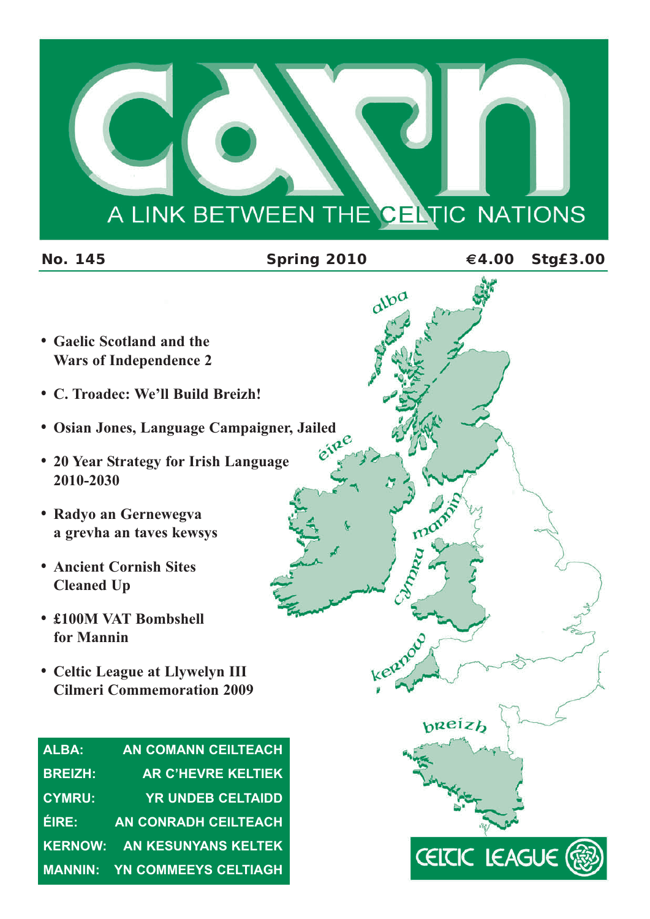# carn

A LINK BETWEEN THE CELTIC NATIONS

**No. 145** **Spring 2010** **€4.00 Stg£3.00**

- **Gaelic Scotland and the Wars of Independence 2**
- **C. Troadec: We'll Build Breizh!**
- **Osian Jones, Language Campaigner, Jailed**
- **20 Year Strategy for Irish Language 2010-2030**
- **Radyo an Gernewegva a grevha an taves kewsys**
- **Ancient Cornish Sites Cleaned Up**
- **£100M VAT Bombshell for Mannin**
- **Celtic League at Llywelyn III Cilmeri Commemoration 2009**

alba, éire, mannin, cymru, kernow, breizh

| | |
|---|---|
| ALBA: | AN COMANN CEILTEACH |
| BREIZH: | AR C'HEVRE KELTIEK |
| CYMRU: | YR UNDEB CELTAIDD |
| ÉIRE: | AN CONRADH CEILTEACH |
| KERNOW: | AN KESUNYANS KELTEK |
| MANNIN: | YN COMMEEYS CELTIAGH |

CELTIC LEAGUE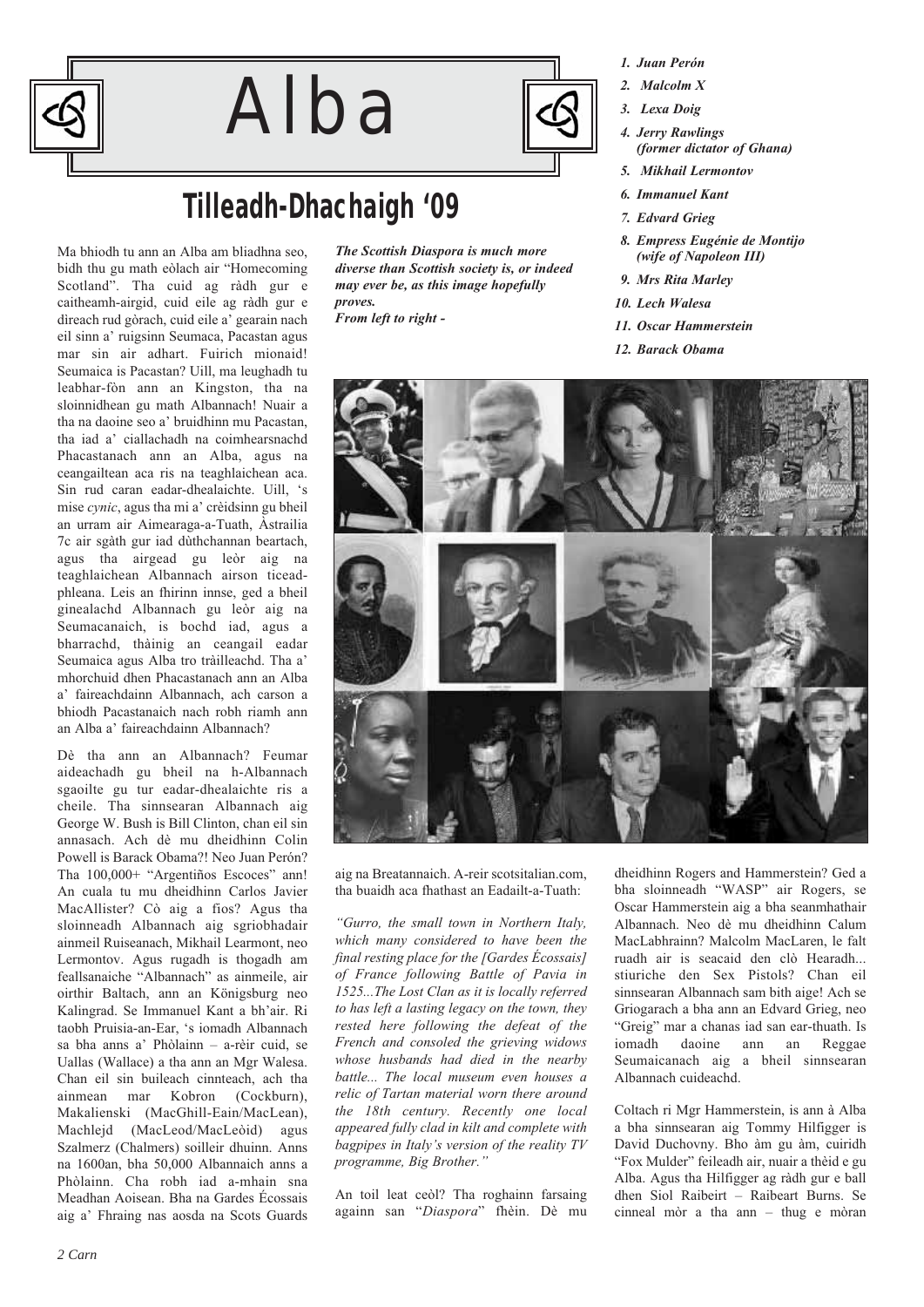# Alba

## Tilleadh-Dhachaigh '09

Ma bhiodh tu ann an Alba am bliadhna seo, bidh thu gu math eòlach air "Homecoming Scotland". Tha cuid ag ràdh gur e caitheamh-airgid, cuid eile ag ràdh gur e dìreach rud gòrach, cuid eile a' gearain nach eil sinn a' ruigsinn Seumaca, Pacastan agus mar sin air adhart. Fuirich mionaid! Seumaica is Pacastan? Uill, ma leughadh tu leabhar-fòn ann an Kingston, tha na sloinnidhean gu math Albannach! Nuair a tha na daoine seo a' bruidhinn mu Pacastan, tha iad a' ciallachadh na coimhearsnachd Phacastanach ann an Alba, agus na ceangailtean aca ris na teaghlaichean aca. Sin rud caran eadar-dhealaichte. Uill, 's mise *cynic*, agus tha mi a' crèidsinn gu bheil an urram air Aimearaga-a-Tuath, Àstrailia 7c air sgàth gur iad dùthchannan beartach, agus tha airgead gu leòr aig na teaghlaichean Albannach airson ticead-phleana. Leis an fhìrinn innse, ged a bheil ginealachd Albannach gu leòr aig na Seumacanaich, is bochd iad, agus a bharrachd, thàinig an ceangail eadar Seumaica agus Alba tro tràilleachd. Tha a' mhorchuid dhen Phacastanach ann an Alba a' faireachdainn Albannach, ach carson a bhiodh Pacastanaich nach robh riamh ann an Alba a' faireachdainn Albannach?

Dè tha ann an Albannach? Feumar aideachadh gu bheil na h-Albannach sgaoilte gu tur eadar-dhealaichte ris a cheile. Tha sinnsearan Albannach aig George W. Bush is Bill Clinton, chan eil sin annasach. Ach dè mu dheidhinn Colin Powell is Barack Obama?! Neo Juan Perón? Tha 100,000+ "Argentiños Escoces" ann! An cuala tu mu dheidhinn Carlos Javier MacAllister? Cò aig a fios? Agus tha sloinneadh Albannach aig sgrìobhadair ainmeil Ruiseanach, Mikhail Learmont, neo Lermontov. Agus rugadh is thogadh am feallsanaiche "Albannach" as ainmeile, air oirthir Baltach, ann an Königsburg neo Kalingrad. Se Immanuel Kant a bh'air. Ri taobh Pruisia-an-Ear, 's iomadh Albannach sa bha anns a' Phòlainn – a-rèir cuid, se Uallas (Wallace) a tha ann an Mgr Walesa. Chan eil sin buileach cinnteach, ach tha ainmean mar Kobron (Cockburn), Makalienski (MacGhill-Eain/MacLean), Machlejd (MacLeod/MacLeòid) agus Szalmerz (Chalmers) soilleir dhuinn. Anns na 1600an, bha 50,000 Albannaich anns a Phòlainn. Cha robh iad a-mhàin sna Meadhan Aoisean. Bha na Gardes Écossais aig a' Fhraing nas aosda na Scots Guards aig na Breatannaich. A-reir scotsitalian.com, tha buaidh aca fhathast an Eadailt-a-Tuath:

*"Gurro, the small town in Northern Italy, which many considered to have been the final resting place for the [Gardes Écossais] of France following Battle of Pavia in 1525...The Lost Clan as it is locally referred to has left a lasting legacy on the town, they rested here following the defeat of the French and consoled the grieving widows whose husbands had died in the nearby battle... The local museum even houses a relic of Tartan material worn there around the 18th century. Recently one local appeared fully clad in kilt and complete with bagpipes in Italy's version of the reality TV programme, Big Brother."*

An toil leat ceòl? Tha roghainn farsaing againn san "*Diaspora*" fhèin. Dè mu dheidhinn Rogers and Hammerstein? Ged a bha sloinneadh "WASP" air Rogers, se Oscar Hammerstein aig a bha seanmhathair Albannach. Neo dè mu dheidhinn Calum MacLabhrainn? Malcolm MacLaren, le falt ruadh air is seacaid den clò Hearadh... stiuriche den Sex Pistols? Chan eil sinnsearan Albannach sam bith aige! Ach se Griogarach a bha ann an Edvard Grieg, neo "Greig" mar a chanas iad san ear-thuath. Is iomadh daoine ann an Reggae Seumaicanach aig a bheil sinnsearan Albannach cuideachd.

Coltach ri Mgr Hammerstein, is ann à Alba a bha sinnsearan aig Tommy Hilfigger is David Duchovny. Bho àm gu àm, cuiridh "Fox Mulder" fèileadh air, nuair a thèid e gu Alba. Agus tha Hilfigger ag ràdh gur e ball dhen Sìol Raibeirt – Raibeart Burns. Se cinneal mòr a tha ann – thug e mòran

***The Scottish Diaspora is much more diverse than Scottish society is, or indeed may ever be, as this image hopefully proves.***
***From left to right -***

1. ***Juan Perón***
2. ***Malcolm X***
3. ***Lexa Doig***
4. ***Jerry Rawlings (former dictator of Ghana)***
5. ***Mikhail Lermontov***
6. ***Immanuel Kant***
7. ***Edvard Grieg***
8. ***Empress Eugénie de Montijo (wife of Napoleon III)***
9. ***Mrs Rita Marley***
10. ***Lech Walesa***
11. ***Oscar Hammerstein***
12. ***Barack Obama***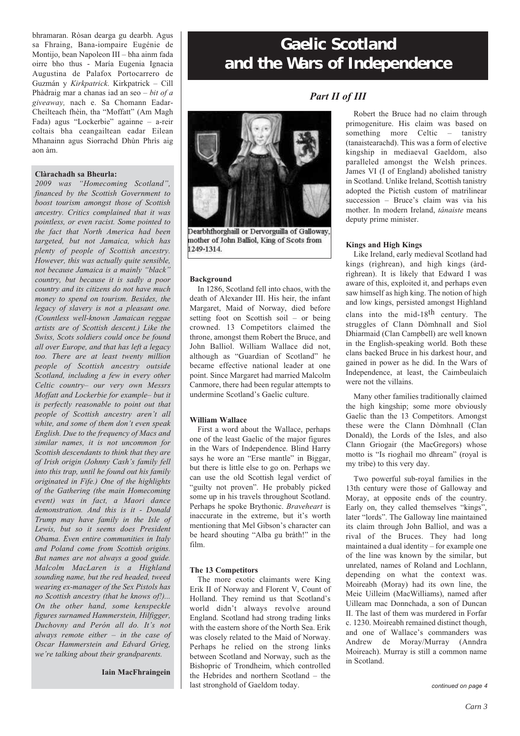bhramaran. Ròsan dearga gu dearbh. Agus sa Fhraing, Bana-iompaire Eugénie de Montijo, bean Napoleon III – bha ainm fada oirre bho thus - María Eugenia Ignacia Augustina de Palafox Portocarrero de Guzmán y *Kirkpatrick*. Kirkpatrick – Cill Phàdraig mar a chanas iad an seo – *bit of a giveaway,* nach e. Sa Chomann Eadar-Cheilteach fhèin, tha "Moffatt" (Am Magh Fada) agus "Lockerbie" againne – a-reir coltais bha ceangailtean eadar Eilean Mhanainn agus Siorrachd Dhùn Phrìs aig aon àm.

**Clàrachadh sa Bheurla:**

*2009 was "Homecoming Scotland", financed by the Scottish Government to boost tourism amongst those of Scottish ancestry. Critics complained that it was pointless, or even racist. Some pointed to the fact that North America had been targeted, but not Jamaica, which has plenty of people of Scottish ancestry. However, this was actually quite sensible, not because Jamaica is a mainly "black" country, but because it is sadly a poor country and its citizens do not have much money to spend on tourism. Besides, the legacy of slavery is not a pleasant one. (Countless well-known Jamaican reggae artists are of Scottish descent.) Like the Swiss, Scots soldiers could once be found all over Europe, and that has left a legacy too. There are at least twenty million people of Scottish ancestry outside Scotland, including a few in every other Celtic country– our very own Messrs Moffatt and Lockerbie for example– but it is perfectly reasonable to point out that people of Scottish ancestry aren't all white, and some of them don't even speak English. Due to the frequency of Macs and similar names, it is not uncommon for Scottish descendants to think that they are of Irish origin (Johnny Cash's family fell into this trap, until he found out his family originated in Fife.) One of the highlights of the Gathering (the main Homecoming event) was in fact, a Maori dance demonstration. And this is it - Donald Trump may have family in the Isle of Lewis, but so it seems does President Obama. Even entire communities in Italy and Poland come from Scottish origins. But names are not always a good guide. Malcolm MacLaren is a Highland sounding name, but the red headed, tweed wearing ex-manager of the Sex Pistols has no Scottish ancestry (that he knows of!)... On the other hand, some kenspeckle figures surnamed Hammerstein, Hilfigger, Duchovny and Perón all do. It's not always remote either – in the case of Oscar Hammerstein and Edvard Grieg, we're talking about their grandparents.*

**Iain MacFhraingein**

# Gaelic Scotland and the Wars of Independence

## *Part II of III*

Dearbhfhorghaill or Dervorguilla of Galloway, mother of John Balliol, King of Scots from 1249-1314.

### Background

In 1286, Scotland fell into chaos, with the death of Alexander III. His heir, the infant Margaret, Maid of Norway, died before setting foot on Scottish soil – or being crowned. 13 Competitors claimed the throne, amongst them Robert the Bruce, and John Balliol. William Wallace did not, although as "Guardian of Scotland" he became effective national leader at one point. Since Margaret had married Malcolm Canmore, there had been regular attempts to undermine Scotland's Gaelic culture.

### William Wallace

First a word about the Wallace, perhaps one of the least Gaelic of the major figures in the Wars of Independence. Blind Harry says he wore an "Erse mantle" in Biggar, but there is little else to go on. Perhaps we can use the old Scottish legal verdict of "guilty not proven". He probably picked some up in his travels throughout Scotland. Perhaps he spoke Brythonic. *Braveheart* is inaccurate in the extreme, but it's worth mentioning that Mel Gibson's character can be heard shouting "Alba gu bràth!" in the film.

### The 13 Competitors

The more exotic claimants were King Erik II of Norway and Florent V, Count of Holland. They remind us that Scotland's world didn't always revolve around England. Scotland had strong trading links with the eastern shore of the North Sea. Erik was closely related to the Maid of Norway. Perhaps he relied on the strong links between Scotland and Norway, such as the Bishopric of Trondheim, which controlled the Hebrides and northern Scotland – the last stronghold of Gaeldom today.

Robert the Bruce had no claim through primogeniture. His claim was based on something more Celtic – tanistry (tanaistearachd). This was a form of elective kingship in mediaeval Gaeldom, also paralleled amongst the Welsh princes. James VI (I of England) abolished tanistry in Scotland. Unlike Ireland, Scottish tanistry adopted the Pictish custom of matrilinear succession – Bruce's claim was via his mother. In modern Ireland, *tánaiste* means deputy prime minister.

### Kings and High Kings

Like Ireland, early medieval Scotland had kings (rìghrean), and high kings (àrd-rìghrean). It is likely that Edward I was aware of this, exploited it, and perhaps even saw himself as high king. The notion of high and low kings, persisted amongst Highland clans into the mid-18th century. The struggles of Clann Dòmhnall and Siol Dhiarmaid (Clan Campbell) are well known in the English-speaking world. Both these clans backed Bruce in his darkest hour, and gained in power as he did. In the Wars of Independence, at least, the Caimbeulaich were not the villains.

Many other families traditionally claimed the high kingship; some more obviously Gaelic than the 13 Competitors. Amongst these were the Clann Dòmhnall (Clan Donald), the Lords of the Isles, and also Clann Griogair (the MacGregors) whose motto is "Is rioghail mo dhream" (royal is my tribe) to this very day.

Two powerful sub-royal families in the 13th century were those of Galloway and Moray, at opposite ends of the country. Early on, they called themselves "kings", later "lords". The Galloway line maintained its claim through John Balliol, and was a rival of the Bruces. They had long maintained a dual identity – for example one of the line was known by the similar, but unrelated, names of Roland and Lochlann, depending on what the context was. Moireabh (Moray) had its own line, the Meic Uilleim (MacWilliams), named after Uilleam mac Donnchada, a son of Duncan II. The last of them was murdered in Forfar c. 1230. Moireabh remained distinct though, and one of Wallace's commanders was Andrew de Moray/Murray (Anndra Moireach). Murray is still a common name in Scotland.

*continued on page 4*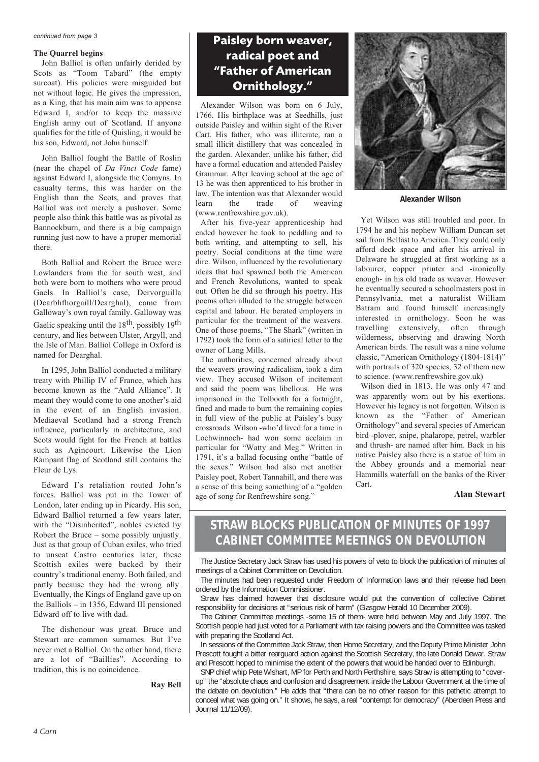*continued from page 3*

### The Quarrel begins

John Balliol is often unfairly derided by Scots as "Toom Tabard" (the empty surcoat). His policies were misguided but not without logic. He gives the impression, as a King, that his main aim was to appease Edward I, and/or to keep the massive English army out of Scotland. If anyone qualifies for the title of Quisling, it would be his son, Edward, not John himself.

John Balliol fought the Battle of Roslin (near the chapel of *Da Vinci Code* fame) against Edward I, alongside the Comyns. In casualty terms, this was harder on the English than the Scots, and proves that Balliol was not merely a pushover. Some people also think this battle was as pivotal as Bannockburn, and there is a big campaign running just now to have a proper memorial there.

Both Balliol and Robert the Bruce were Lowlanders from the far south west, and both were born to mothers who were proud Gaels. In Balliol's case, Dervorguilla (Dearbhfhorgaill/Dearghal), came from Galloway's own royal family. Galloway was Gaelic speaking until the 18th, possibly 19th century, and lies between Ulster, Argyll, and the Isle of Man. Balliol College in Oxford is named for Dearghal.

In 1295, John Balliol conducted a military treaty with Phillip IV of France, which has become known as the "Auld Alliance". It meant they would come to one another's aid in the event of an English invasion. Mediaeval Scotland had a strong French influence, particularly in architecture, and Scots would fight for the French at battles such as Agincourt. Likewise the Lion Rampant flag of Scotland still contains the Fleur de Lys.

Edward I's retaliation routed John's forces. Balliol was put in the Tower of London, later ending up in Picardy. His son, Edward Balliol returned a few years later, with the "Disinherited", nobles evicted by Robert the Bruce – some possibly unjustly. Just as that group of Cuban exiles, who tried to unseat Castro centuries later, these Scottish exiles were backed by their country's traditional enemy. Both failed, and partly because they had the wrong ally. Eventually, the Kings of England gave up on the Balliols – in 1356, Edward III pensioned Edward off to live with dad.

The dishonour was great. Bruce and Stewart are common surnames. But I've never met a Balliol. On the other hand, there are a lot of "Baillies". According to tradition, this is no coincidence.

**Ray Bell**

## Paisley born weaver, radical poet and "Father of American Ornithology."

Alexander Wilson was born on 6 July, 1766. His birthplace was at Seedhills, just outside Paisley and within sight of the River Cart. His father, who was illiterate, ran a small illicit distillery that was concealed in the garden. Alexander, unlike his father, did have a formal education and attended Paisley Grammar. After leaving school at the age of 13 he was then apprenticed to his brother in law. The intention was that Alexander would learn the trade of weaving (www.renfrewshire.gov.uk).

After his five-year apprenticeship had ended however he took to peddling and to both writing, and attempting to sell, his poetry. Social conditions at the time were dire. Wilson, influenced by the revolutionary ideas that had spawned both the American and French Revolutions, wanted to speak out. Often he did so through his poetry. His poems often alluded to the struggle between capital and labour. He berated employers in particular for the treatment of the weavers. One of those poems, "The Shark" (written in 1792) took the form of a satirical letter to the owner of Lang Mills.

The authorities, concerned already about the weavers growing radicalism, took a dim view. They accused Wilson of incitement and said the poem was libellous. He was imprisoned in the Tolbooth for a fortnight, fined and made to burn the remaining copies in full view of the public at Paisley's busy crossroads. Wilson -who'd lived for a time in Lochwinnoch- had won some acclaim in particular for "Watty and Meg." Written in 1791, it's a ballad focusing onthe "battle of the sexes." Wilson had also met another Paisley poet, Robert Tannahill, and there was a sense of this being something of a "golden age of song for Renfrewshire song."

**Alexander Wilson**

Yet Wilson was still troubled and poor. In 1794 he and his nephew William Duncan set sail from Belfast to America. They could only afford deck space and after his arrival in Delaware he struggled at first working as a labourer, copper printer and -ironically enough- in his old trade as weaver. However he eventually secured a schoolmasters post in Pennsylvania, met a naturalist William Batram and found himself increasingly interested in ornithology. Soon he was travelling extensively, often through wilderness, observing and drawing North American birds. The result was a nine volume classic, "American Ornithology (1804-1814)" with portraits of 320 species, 32 of them new to science. (www.renfrewshire.gov.uk)

Wilson died in 1813. He was only 47 and was apparently worn out by his exertions. However his legacy is not forgotten. Wilson is known as the "Father of American Ornithology" and several species of American bird -plover, snipe, phalarope, petrel, warbler and thrush- are named after him. Back in his native Paisley also there is a statue of him in the Abbey grounds and a memorial near Hammills waterfall on the banks of the River Cart.

**Alan Stewart**

## STRAW BLOCKS PUBLICATION OF MINUTES OF 1997 CABINET COMMITTEE MEETINGS ON DEVOLUTION

The Justice Secretary Jack Straw has used his powers of veto to block the publication of minutes of meetings of a Cabinet Committee on Devolution.

The minutes had been requested under Freedom of Information laws and their release had been ordered by the Information Commissioner.

Straw has claimed however that disclosure would put the convention of collective Cabinet responsibility for decisions at "serious risk of harm" (Glasgow Herald 10 December 2009).

The Cabinet Committee meetings -some 15 of them- were held between May and July 1997. The Scottish people had just voted for a Parliament with tax raising powers and the Committee was tasked with preparing the Scotland Act.

In sessions of the Committee Jack Straw, then Home Secretary, and the Deputy Prime Minister John Prescott fought a bitter rearguard action against the Scottish Secretary, the late Donald Dewar. Straw and Prescott hoped to minimise the extent of the powers that would be handed over to Edinburgh.

SNP chief whip Pete Wishart, MP for Perth and North Perthshire, says Straw is attempting to "cover-up" the "absolute chaos and confusion and disagreement inside the Labour Government at the time of the debate on devolution." He adds that "there can be no other reason for this pathetic attempt to conceal what was going on." It shows, he says, a real "contempt for democracy" (Aberdeen Press and Journal 11/12/09).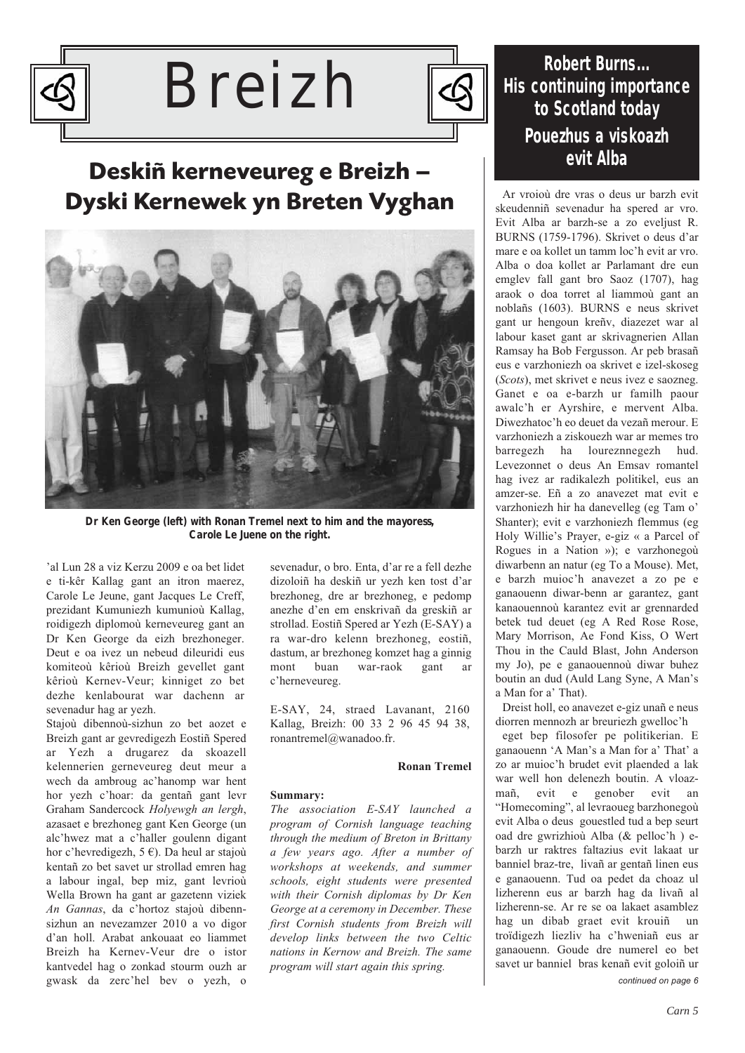# Breizh

## Deskiñ kerneveureg e Breizh – Dyski Kernewek yn Breten Vyghan

**Dr Ken George (left) with Ronan Tremel next to him and the mayoress, Carole Le Juene on the right.**

'al Lun 28 a viz Kerzu 2009 e oa bet lidet e ti-kêr Kallag gant an itron maerez, Carole Le Jeune, gant Jacques Le Creff, prezidant Kumuniezh kumunioù Kallag, roidigezh diplomoù kerneveureg gant an Dr Ken George da eizh brezhoneger. Deut e oa ivez un nebeud dileuridi eus komiteoù kêrioù Breizh gevellet gant kêrioù Kernev-Veur; kinniget zo bet dezhe kenlabourat war dachenn ar sevenadur hag ar yezh.

Stajoù dibennoù-sizhun zo bet aozet e Breizh gant ar gevredigezh Eostiñ Spered ar Yezh a drugarez da skoazell kelennerien gerneveureg deut meur a wech da ambroug ac'hanomp war hent hor yezh c'hoar: da gentañ gant levr Graham Sandercock *Holyewgh an lergh*, azasaet e brezhoneg gant Ken George (un alc'hwez mat a c'haller goulenn digant hor c'hevredigezh, 5 €). Da heul ar stajoù kentañ zo bet savet ur strollad emren hag a labour ingal, bep miz, gant levrioù Wella Brown ha gant ar gazetenn viziek *An Gannas*, da c'hortoz stajoù dibenn-sizhun an nevezamzer 2010 a vo digor d'an holl. Arabat ankouaat eo liammet Breizh ha Kernev-Veur dre o istor kantvedel hag o zonkad stourm ouzh ar gwask da zerc'hel bev o yezh, o sevenadur, o bro. Enta, d'ar re a fell dezhe dizoloiñ ha deskiñ ur yezh ken tost d'ar brezhoneg, dre ar brezhoneg, e pedomp anezhe d'en em enskrivañ da greskiñ ar strollad. Eostiñ Spered ar Yezh (E-SAY) a ra war-dro kelenn brezhoneg, eostiñ, dastum, ar brezhoneg komzet hag a ginnig mont buan war-raok gant ar c'herneveureg.

E-SAY, 24, straed Lavanant, 2160 Kallag, Breizh: 00 33 2 96 45 94 38, ronantremel@wanadoo.fr.

**Ronan Tremel**

**Summary:**

*The association E-SAY launched a program of Cornish language teaching through the medium of Breton in Brittany a few years ago. After a number of workshops at weekends, and summer schools, eight students were presented with their Cornish diplomas by Dr Ken George at a ceremony in December. These first Cornish students from Breizh will develop links between the two Celtic nations in Kernow and Breizh. The same program will start again this spring.*

## Robert Burns... His continuing importance to Scotland today

## Pouezhus a viskoazh evit Alba

Ar vroioù dre vras o deus ur barzh evit skeudenniñ sevenadur ha spered ar vro. Evit Alba ar barzh-se a zo eveljust R. BURNS (1759-1796). Skrivet o deus d'ar mare e oa kollet un tamm loc'h evit ar vro. Alba o doa kollet ar Parlamant dre eun emglev fall gant bro Saoz (1707), hag araok o doa torret al liammoù gant an noblañs (1603). BURNS e neus skrivet gant ur hengoun kreñv, diazetet war al labour kaset gant ar skrivagnerien Allan Ramsay ha Bob Fergusson. Ar peb brasañ eus e varzhoniezh oa skrivet e izel-skoseg (*Scots*), met skrivet e neus ivez e saozneg. Ganet e oa e-barzh ur familh paour awalc'h er Ayrshire, e mervent Alba. Diwezhatoc'h eo deuet da vezañ merour. E varzhoniezh a ziskouezh war ar memes tro barregezh ha loureznnegezh hud. Levezonnet o deus An Emsav romantel hag ivez ar radikalezh politikel, eus an amzer-se. Eñ a zo anavezet mat evit e varzhoniezh hir ha danevelleg (eg Tam o' Shanter); evit e varzhoniezh flemmus (eg Holy Willie's Prayer, e-giz « a Parcel of Rogues in a Nation »); e varzhonegoù diwarbenn an natur (eg To a Mouse). Met, e barzh muioc'h anavezet a zo pe e ganaouenn diwar-benn ar garantez, gant kanaouennoù karantez evit ar grennarded betek tud deuet (eg A Red Rose Rose, Mary Morrison, Ae Fond Kiss, O Wert Thou in the Cauld Blast, John Anderson my Jo), pe e ganaouennoù diwar buhez boutin an dud (Auld Lang Syne, A Man's a Man for a' That).

Dreist holl, eo anavezet e-giz unañ e neus diorren mennozh ar breuriezh gwelloc'h eget bep filosofer pe politikerian. E ganaouenn 'A Man's a Man for a' That' a zo ar muioc'h brudet evit plaended a lak war well hon delenezh boutin. A vloazmañ, evit e genober evit an "Homecoming", al levraoueg barzhonegoù evit Alba o deus gouestled tud a bep seurt oad dre gwrizhioù Alba (& pelloc'h ) e-barzh ur raktres faltazius evit lakaat ur banniel braz-tre, livañ ar gentañ linen eus e ganaouenn. Tud oa pedet da choaz ul lizherenn eus ar barzh hag da livañ al lizherenn-se. Ar re se oa lakaet asamblez hag un dibab graet evit krouiñ un troïdigezh liezliv ha c'hweniañ eus ar ganaouenn. Goude dre numerel eo bet savet ur banniel bras kenañ evit goloiñ ur

*continued on page 6*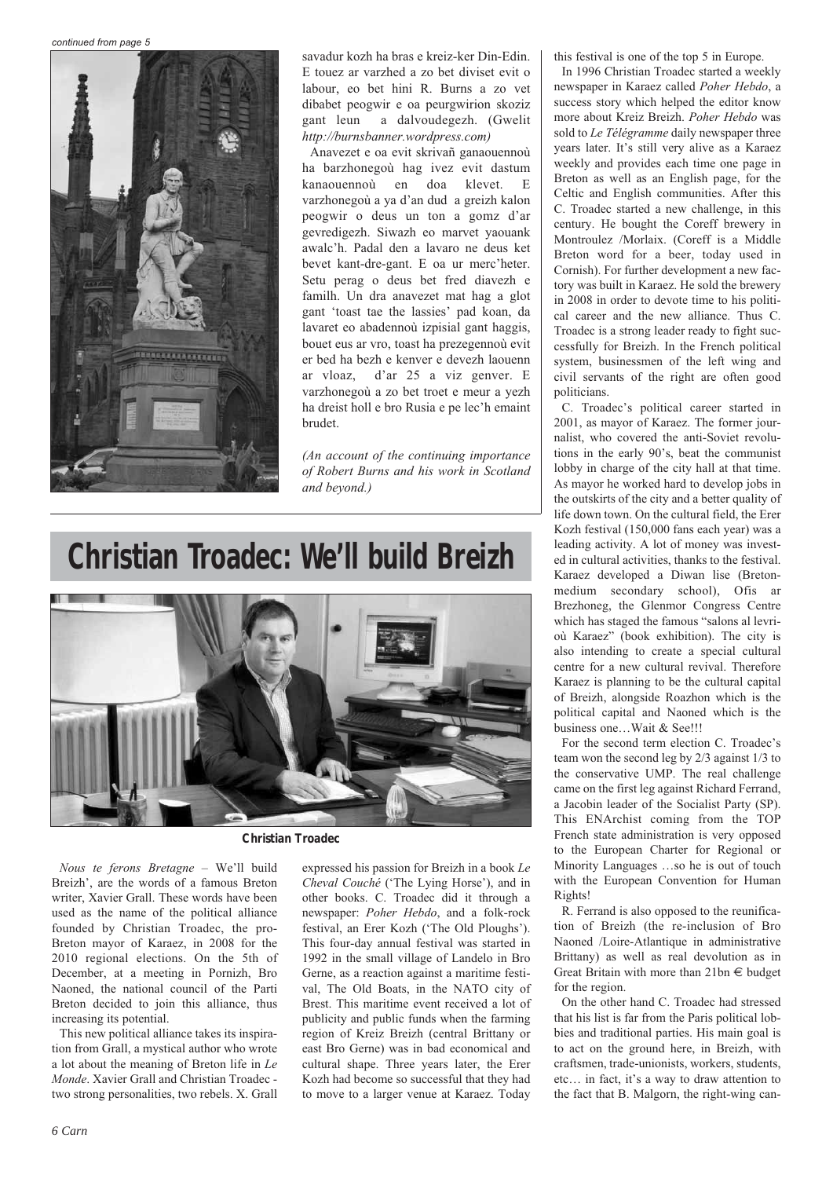*continued from page 5*

savadur kozh ha bras e kreiz-ker Din-Edin. E touez ar varzhed a zo bet diviset evit o labour, eo bet hini R. Burns a zo vet dibabet peogwir e oa peurgwirion skoziz gant leun a dalvoudegezh. (Gwelit *http://burnsbanner.wordpress.com)*

Anavezet e oa evit skrivañ ganaouennoù ha barzhonegoù hag ivez evit dastum kanaouennoù en doa klevet. E varzhonegoù a ya d'an dud a greizh kalon peogwir o deus un ton a gomz d'ar gevredigezh. Siwazh eo marvet yaouank awalc'h. Padal den a lavaro ne deus ket bevet kant-dre-gant. E oa ur merc'heter. Setu perag o deus bet fred diavezh e familh. Un dra anavezet mat hag a glot gant 'toast tae the lassies' pad koan, da lavaret eo abadennoù izpisial gant haggis, bouet eus ar vro, toast ha prezegennoù evit er bed ha bezh e kenver e devezh laouenn ar vloaz, d'ar 25 a viz genver. E varzhonegoù a zo bet troet e meur a yezh ha dreist holl e bro Rusia e pe lec'h emaint brudet.

*(An account of the continuing importance of Robert Burns and his work in Scotland and beyond.)*

# Christian Troadec: We'll build Breizh

**Christian Troadec**

*Nous te ferons Bretagne* – We'll build Breizh', are the words of a famous Breton writer, Xavier Grall. These words have been used as the name of the political alliance founded by Christian Troadec, the pro-Breton mayor of Karaez, in 2008 for the 2010 regional elections. On the 5th of December, at a meeting in Pornizh, Bro Naoned, the national council of the Parti Breton decided to join this alliance, thus increasing its potential.

This new political alliance takes its inspiration from Grall, a mystical author who wrote a lot about the meaning of Breton life in *Le Monde*. Xavier Grall and Christian Troadec - two strong personalities, two rebels. X. Grall expressed his passion for Breizh in a book *Le Cheval Couché* ('The Lying Horse'), and in other books. C. Troadec did it through a newspaper: *Poher Hebdo*, and a folk-rock festival, an Erer Kozh ('The Old Ploughs'). This four-day annual festival was started in 1992 in the small village of Landelo in Bro Gerne, as a reaction against a maritime festival, The Old Boats, in the NATO city of Brest. This maritime event received a lot of publicity and public funds when the farming region of Kreiz Breizh (central Brittany or east Bro Gerne) was in bad economical and cultural shape. Three years later, the Erer Kozh had become so successful that they had to move to a larger venue at Karaez. Today this festival is one of the top 5 in Europe.

In 1996 Christian Troadec started a weekly newspaper in Karaez called *Poher Hebdo*, a success story which helped the editor know more about Kreiz Breizh. *Poher Hebdo* was sold to *Le Télégramme* daily newspaper three years later. It's still very alive as a Karaez weekly and provides each time one page in Breton as well as an English page, for the Celtic and English communities. After this C. Troadec started a new challenge, in this century. He bought the Coreff brewery in Montroulez /Morlaix. (Coreff is a Middle Breton word for a beer, today used in Cornish). For further development a new factory was built in Karaez. He sold the brewery in 2008 in order to devote time to his political career and the new alliance. Thus C. Troadec is a strong leader ready to fight successfully for Breizh. In the French political system, businessmen of the left wing and civil servants of the right are often good politicians.

C. Troadec's political career started in 2001, as mayor of Karaez. The former journalist, who covered the anti-Soviet revolutions in the early 90's, beat the communist lobby in charge of the city hall at that time. As mayor he worked hard to develop jobs in the outskirts of the city and a better quality of life down town. On the cultural field, the Erer Kozh festival (150,000 fans each year) was a leading activity. A lot of money was invested in cultural activities, thanks to the festival. Karaez developed a Diwan lise (Breton-medium secondary school), Ofis ar Brezhoneg, the Glenmor Congress Centre which has staged the famous "salons al levrioù Karaez" (book exhibition). The city is also intending to create a special cultural centre for a new cultural revival. Therefore Karaez is planning to be the cultural capital of Breizh, alongside Roazhon which is the political capital and Naoned which is the business one…Wait & See!!!

For the second term election C. Troadec's team won the second leg by 2/3 against 1/3 to the conservative UMP. The real challenge came on the first leg against Richard Ferrand, a Jacobin leader of the Socialist Party (SP). This ENArchist coming from the TOP French state administration is very opposed to the European Charter for Regional or Minority Languages …so he is out of touch with the European Convention for Human Rights!

R. Ferrand is also opposed to the reunification of Breizh (the re-inclusion of Bro Naoned /Loire-Atlantique in administrative Brittany) as well as real devolution as in Great Britain with more than 21bn € budget for the region.

On the other hand C. Troadec had stressed that his list is far from the Paris political lobbies and traditional parties. His main goal is to act on the ground here, in Breizh, with craftsmen, trade-unionists, workers, students, etc… in fact, it's a way to draw attention to the fact that B. Malgorn, the right-wing can-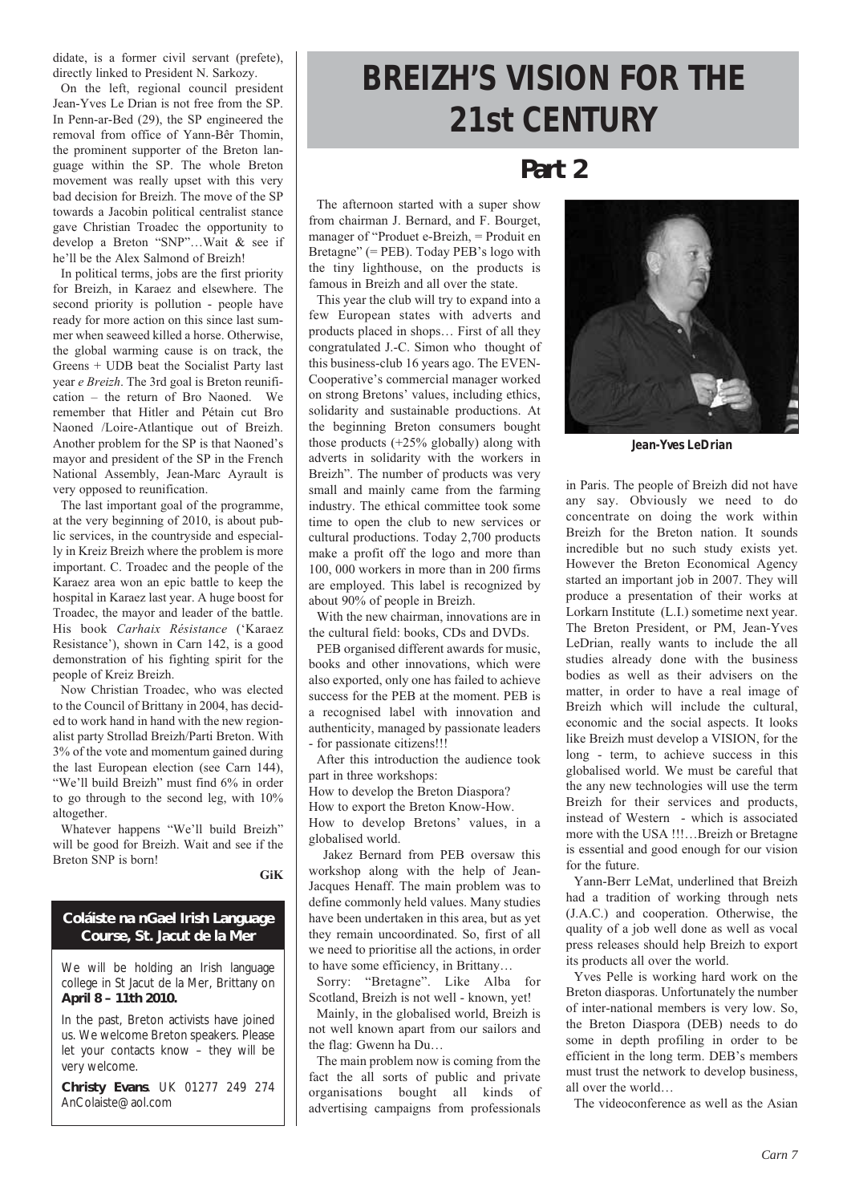didate, is a former civil servant (prefete), directly linked to President N. Sarkozy.

On the left, regional council president Jean-Yves Le Drian is not free from the SP. In Penn-ar-Bed (29), the SP engineered the removal from office of Yann-Bêr Thomin, the prominent supporter of the Breton language within the SP. The whole Breton movement was really upset with this very bad decision for Breizh. The move of the SP towards a Jacobin political centralist stance gave Christian Troadec the opportunity to develop a Breton "SNP"…Wait & see if he'll be the Alex Salmond of Breizh!

In political terms, jobs are the first priority for Breizh, in Karaez and elsewhere. The second priority is pollution - people have ready for more action on this since last summer when seaweed killed a horse. Otherwise, the global warming cause is on track, the Greens + UDB beat the Socialist Party last year *e Breizh*. The 3rd goal is Breton reunification – the return of Bro Naoned. We remember that Hitler and Pétain cut Bro Naoned /Loire-Atlantique out of Breizh. Another problem for the SP is that Naoned's mayor and president of the SP in the French National Assembly, Jean-Marc Ayrault is very opposed to reunification.

The last important goal of the programme, at the very beginning of 2010, is about public services, in the countryside and especially in Kreiz Breizh where the problem is more important. C. Troadec and the people of the Karaez area won an epic battle to keep the hospital in Karaez last year. A huge boost for Troadec, the mayor and leader of the battle. His book *Carhaix Résistance* ('Karaez Resistance'), shown in Carn 142, is a good demonstration of his fighting spirit for the people of Kreiz Breizh.

Now Christian Troadec, who was elected to the Council of Brittany in 2004, has decided to work hand in hand with the new regionalist party Strollad Breizh/Parti Breton. With 3% of the vote and momentum gained during the last European election (see Carn 144), "We'll build Breizh" must find 6% in order to go through to the second leg, with 10% altogether.

Whatever happens "We'll build Breizh" will be good for Breizh. Wait and see if the Breton SNP is born!

**GiK**

### Coláiste na nGael Irish Language Course, St. Jacut de la Mer

We will be holding an Irish language college in St Jacut de la Mer, Brittany on **April 8 – 11th 2010.**

In the past, Breton activists have joined us. We welcome Breton speakers. Please let your contacts know – they will be very welcome.

**Christy Evans**. UK 01277 249 274 AnColaiste@aol.com

# BREIZH'S VISION FOR THE 21st CENTURY

## Part 2

The afternoon started with a super show from chairman J. Bernard, and F. Bourget, manager of "Produet e-Breizh, = Produit en Bretagne" (= PEB). Today PEB's logo with the tiny lighthouse, on the products is famous in Breizh and all over the state.

This year the club will try to expand into a few European states with adverts and products placed in shops… First of all they congratulated J.-C. Simon who thought of this business-club 16 years ago. The EVEN-Cooperative's commercial manager worked on strong Bretons' values, including ethics, solidarity and sustainable productions. At the beginning Breton consumers bought those products (+25% globally) along with adverts in solidarity with the workers in Breizh". The number of products was very small and mainly came from the farming industry. The ethical committee took some time to open the club to new services or cultural productions. Today 2,700 products make a profit off the logo and more than 100, 000 workers in more than in 200 firms are employed. This label is recognized by about 90% of people in Breizh.

With the new chairman, innovations are in the cultural field: books, CDs and DVDs.

PEB organised different awards for music, books and other innovations, which were also exported, only one has failed to achieve success for the PEB at the moment. PEB is a recognised label with innovation and authenticity, managed by passionate leaders - for passionate citizens!!!

After this introduction the audience took part in three workshops:

How to develop the Breton Diaspora?
How to export the Breton Know-How.
How to develop Bretons' values, in a globalised world.

Jakez Bernard from PEB oversaw this workshop along with the help of Jean-Jacques Henaff. The main problem was to define commonly held values. Many studies have been undertaken in this area, but as yet they remain uncoordinated. So, first of all we need to prioritise all the actions, in order to have some efficiency, in Brittany…

Sorry: "Bretagne". Like Alba for Scotland, Breizh is not well - known, yet!

Mainly, in the globalised world, Breizh is not well known apart from our sailors and the flag: Gwenn ha Du…

The main problem now is coming from the fact the all sorts of public and private organisations bought all kinds of advertising campaigns from professionals

**Jean-Yves LeDrian**

in Paris. The people of Breizh did not have any say. Obviously we need to do concentrate on doing the work within Breizh for the Breton nation. It sounds incredible but no such study exists yet. However the Breton Economical Agency started an important job in 2007. They will produce a presentation of their works at Lorkarn Institute (L.I.) sometime next year. The Breton President, or PM, Jean-Yves LeDrian, really wants to include the all studies already done with the business bodies as well as their advisers on the matter, in order to have a real image of Breizh which will include the cultural, economic and the social aspects. It looks like Breizh must develop a VISION, for the long - term, to achieve success in this globalised world. We must be careful that the any new technologies will use the term Breizh for their services and products, instead of Western - which is associated more with the USA !!!…Breizh or Bretagne is essential and good enough for our vision for the future.

Yann-Berr LeMat, underlined that Breizh had a tradition of working through nets (J.A.C.) and cooperation. Otherwise, the quality of a job well done as well as vocal press releases should help Breizh to export its products all over the world.

Yves Pelle is working hard work on the Breton diasporas. Unfortunately the number of inter-national members is very low. So, the Breton Diaspora (DEB) needs to do some in depth profiling in order to be efficient in the long term. DEB's members must trust the network to develop business, all over the world…

The videoconference as well as the Asian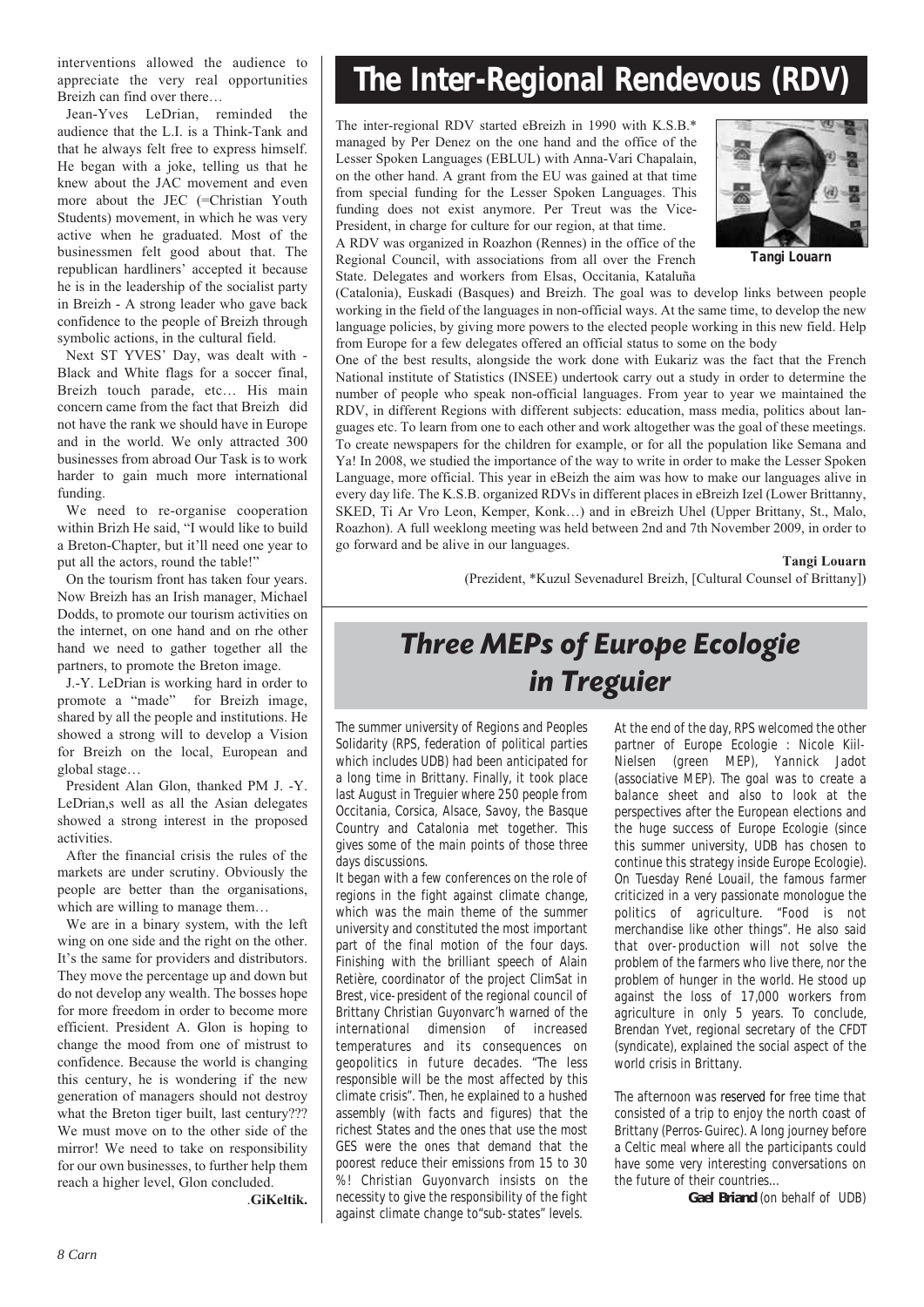interventions allowed the audience to appreciate the very real opportunities Breizh can find over there…

Jean-Yves LeDrian, reminded the audience that the L.I. is a Think-Tank and that he always felt free to express himself. He began with a joke, telling us that he knew about the JAC movement and even more about the JEC (=Christian Youth Students) movement, in which he was very active when he graduated. Most of the businessmen felt good about that. The republican hardliners' accepted it because he is in the leadership of the socialist party in Breizh - A strong leader who gave back confidence to the people of Breizh through symbolic actions, in the cultural field.

Next ST YVES' Day, was dealt with - Black and White flags for a soccer final, Breizh touch parade, etc… His main concern came from the fact that Breizh did not have the rank we should have in Europe and in the world. We only attracted 300 businesses from abroad Our Task is to work harder to gain much more international funding.

We need to re-organise cooperation within Brizh He said, "I would like to build a Breton-Chapter, but it'll need one year to put all the actors, round the table!"

On the tourism front has taken four years. Now Breizh has an Irish manager, Michael Dodds, to promote our tourism activities on the internet, on one hand and on rhe other hand we need to gather together all the partners, to promote the Breton image.

J.-Y. LeDrian is working hard in order to promote a "made" for Breizh image, shared by all the people and institutions. He showed a strong will to develop a Vision for Breizh on the local, European and global stage…

President Alan Glon, thanked PM J. -Y. LeDrian,s well as all the Asian delegates showed a strong interest in the proposed activities.

After the financial crisis the rules of the markets are under scrutiny. Obviously the people are better than the organisations, which are willing to manage them…

We are in a binary system, with the left wing on one side and the right on the other. It's the same for providers and distributors. They move the percentage up and down but do not develop any wealth. The bosses hope for more freedom in order to become more efficient. President A. Glon is hoping to change the mood from one of mistrust to confidence. Because the world is changing this century, he is wondering if the new generation of managers should not destroy what the Breton tiger built, last century??? We must move on to the other side of the mirror! We need to take on responsibility for our own businesses, to further help them reach a higher level, Glon concluded.

.**GiKeltik.**

# The Inter-Regional Rendevous (RDV)

The inter-regional RDV started eBreizh in 1990 with K.S.B.* managed by Per Denez on the one hand and the office of the Lesser Spoken Languages (EBLUL) with Anna-Vari Chapalain, on the other hand. A grant from the EU was gained at that time from special funding for the Lesser Spoken Languages. This funding does not exist anymore. Per Treut was the Vice-President, in charge for culture for our region, at that time.

*Tangi Louarn*

A RDV was organized in Roazhon (Rennes) in the office of the Regional Council, with associations from all over the French State. Delegates and workers from Elsas, Occitania, Kataluña (Catalonia), Euskadi (Basques) and Breizh. The goal was to develop links between people working in the field of the languages in non-official ways. At the same time, to develop the new language policies, by giving more powers to the elected people working in this new field. Help from Europe for a few delegates offered an official status to some on the body

One of the best results, alongside the work done with Eukariz was the fact that the French National institute of Statistics (INSEE) undertook carry out a study in order to determine the number of people who speak non-official languages. From year to year we maintained the RDV, in different Regions with different subjects: education, mass media, politics about languages etc. To learn from one to each other and work altogether was the goal of these meetings. To create newspapers for the children for example, or for all the population like Semana and Ya! In 2008, we studied the importance of the way to write in order to make the Lesser Spoken Language, more official. This year in eBeizh the aim was how to make our languages alive in every day life. The K.S.B. organized RDVs in different places in eBreizh Izel (Lower Brittany, SKED, Ti Ar Vro Leon, Kemper, Konk…) and in eBreizh Uhel (Upper Brittany, St., Malo, Roazhon). A full weeklong meeting was held between 2nd and 7th November 2009, in order to go forward and be alive in our languages.

**Tangi Louarn**
(Prezident, *Kuzul Sevenadurel Breizh, [Cultural Counsel of Brittany])

# *Three MEPs of Europe Ecologie in Treguier*

The summer university of Regions and Peoples Solidarity (RPS, federation of political parties which includes UDB) had been anticipated for a long time in Brittany. Finally, it took place last August in Treguier where 250 people from Occitania, Corsica, Alsace, Savoy, the Basque Country and Catalonia met together. This gives some of the main points of those three days discussions.

It began with a few conferences on the role of regions in the fight against climate change, which was the main theme of the summer university and constituted the most important part of the final motion of the four days. Finishing with the brilliant speech of Alain Retière, coordinator of the project ClimSat in Brest, vice-president of the regional council of Brittany Christian Guyonvarc'h warned of the international dimension of increased temperatures and its consequences on geopolitics in future decades. "The less responsible will be the most affected by this climate crisis". Then, he explained to a hushed assembly (with facts and figures) that the richest States and the ones that use the most GES were the ones that demand that the poorest reduce their emissions from 15 to 30 %! Christian Guyonvarc'h insists on the necessity to give the responsibility of the fight against climate change to"sub-states" levels.

At the end of the day, RPS welcomed the other partner of Europe Ecologie : Nicole Kiil-Nielsen (green MEP), Yannick Jadot (associative MEP). The goal was to create a balance sheet and also to look at the perspectives after the European elections and the huge success of Europe Ecologie (since this summer university, UDB has chosen to continue this strategy inside Europe Ecologie). On Tuesday René Louail, the famous farmer criticized in a very passionate monologue the politics of agriculture. "Food is not merchandise like other things". He also said that over-production will not solve the problem of the farmers who live there, nor the problem of hunger in the world. He stood up against the loss of 17,000 workers from agriculture in only 5 years. To conclude, Brendan Yvet, regional secretary of the CFDT (syndicate), explained the social aspect of the world crisis in Brittany.

The afternoon was reserved for free time that consisted of a trip to enjoy the north coast of Brittany (Perros-Guirec). A long journey before a Celtic meal where all the participants could have some very interesting conversations on the future of their countries...

**Gael Briand** (on behalf of UDB)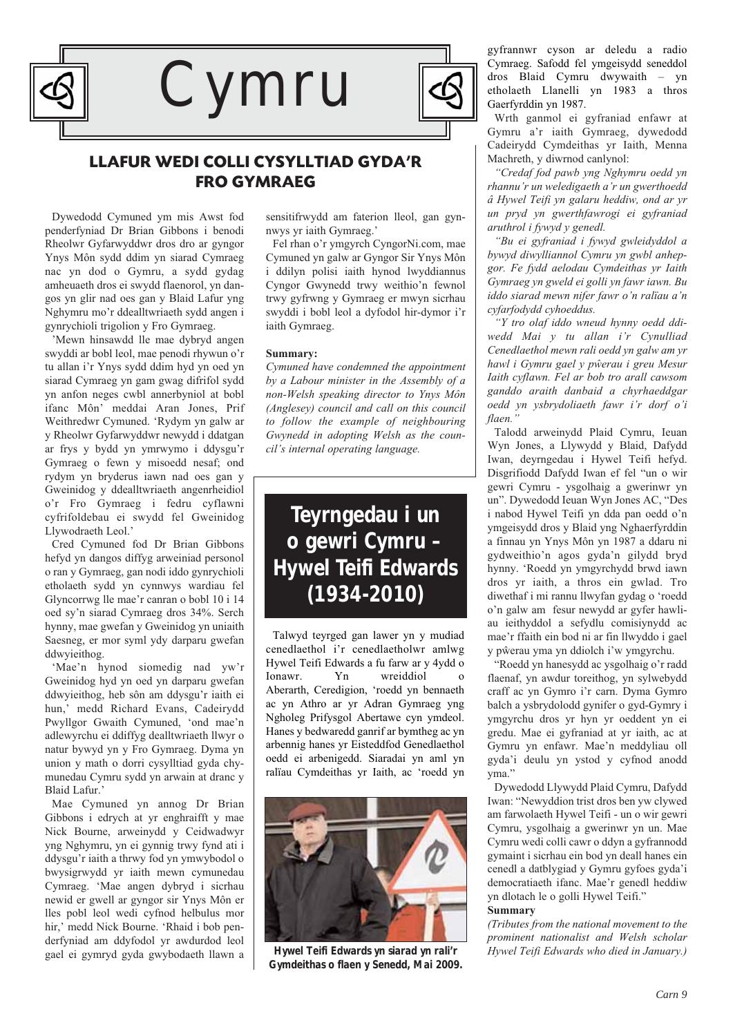# Cymru

## LLAFUR WEDI COLLI CYSYLLTIAD GYDA'R FRO GYMRAEG

Dywedodd Cymuned ym mis Awst fod penderfyniad Dr Brian Gibbons i benodi Rheolwr Gyfarwyddwr dros dro ar gyngor Ynys Môn sydd ddim yn siarad Cymraeg nac yn dod o Gymru, a sydd gydag amheuaeth dros ei swydd flaenorol, yn dangos yn glir nad oes gan y Blaid Lafur yng Nghymru mo'r ddealltwriaeth sydd angen i gynrychioli trigolion y Fro Gymraeg.

'Mewn hinsawdd lle mae dybryd angen swyddi ar bobl leol, mae penodi rhywun o'r tu allan i'r Ynys sydd ddim hyd yn oed yn siarad Cymraeg yn gam gwag difrifol sydd yn anfon neges cwbl annerbyniol at bobl ifanc Môn' meddai Aran Jones, Prif Weithredwr Cymuned. 'Rydym yn galw ar y Rheolwr Gyfarwyddwr newydd i ddatgan ar frys y bydd yn ymrwymo i ddysgu'r Gymraeg o fewn y misoedd nesaf; ond rydym yn bryderus iawn nad oes gan y Gweinidog y ddealltwriaeth angenrheidiol o'r Fro Gymraeg i fedru cyflawni cyfrifoldebau ei swydd fel Gweinidog Llywodraeth Leol.'

Cred Cymuned fod Dr Brian Gibbons hefyd yn dangos diffyg arweiniad personol o ran y Gymraeg, gan nodi iddo gynrychioli etholaeth sydd yn cynnwys wardiau fel Glyncorrwg lle mae'r canran o bobl 10 i 14 oed sy'n siarad Cymraeg dros 34%. Serch hynny, mae gwefan y Gweinidog yn uniaith Saesneg, er mor syml ydy darparu gwefan ddwyieithog.

'Mae'n hynod siomedig nad yw'r Gweinidog hyd yn oed yn darparu gwefan ddwyieithog, heb sôn am ddysgu'r iaith ei hun,' medd Richard Evans, Cadeirydd Pwyllgor Gwaith Cymuned, 'ond mae'n adlewyrchu ei ddiffyg dealltwriaeth llwyr o natur bywyd yn y Fro Gymraeg. Dyma yn union y math o dorri cysylltiad gyda chymunedau Cymru sydd yn arwain at dranc y Blaid Lafur.'

Mae Cymuned yn annog Dr Brian Gibbons i edrych at yr enghraifft y mae Nick Bourne, arweinydd y Ceidwadwyr yng Nghymru, yn ei gynnig trwy fynd ati i ddysgu'r iaith a thrwy fod yn ymwybodol o bwysigrwydd yr iaith mewn cymunedau Cymraeg. 'Mae angen dybryd i sicrhau newid er gwell ar gyngor sir Ynys Môn er lles pobl leol wedi cyfnod helbulus mor hir,' medd Nick Bourne. 'Rhaid i bob penderfyniad am ddyfodol yr awdurdod leol gael ei gymryd gyda gwybodaeth llawn a sensitifrwydd am faterion lleol, gan gynnwys yr iaith Gymraeg.'

Fel rhan o'r ymgyrch CyngorNi.com, mae Cymuned yn galw ar Gyngor Sir Ynys Môn i ddilyn polisi iaith hynod lwyddiannus Cyngor Gwynedd trwy weithio'n fewnol trwy gyfrwng y Gymraeg er mwyn sicrhau swyddi i bobl leol a dyfodol hir-dymor i'r iaith Gymraeg.

**Summary:**

*Cymuned have condemned the appointment by a Labour minister in the Assembly of a non-Welsh speaking director to Ynys Môn (Anglesey) council and call on this council to follow the example of neighbouring Gwynedd in adopting Welsh as the council's internal operating language.*

## Teyrngedau i un o gewri Cymru – Hywel Teifi Edwards (1934-2010)

Talwyd teyrged gan lawer yn y mudiad cenedlaethol i'r cenedlaetholwr amlwg Hywel Teifi Edwards a fu farw ar y 4ydd o Ionawr. Yn wreiddiol o Aberarth, Ceredigion, 'roedd yn bennaeth ac yn Athro ar yr Adran Gymraeg yng Ngholeg Prifysgol Abertawe cyn ymdeol. Hanes y bedwaredd ganrif ar bymtheg ac yn arbennig hanes yr Eisteddfod Genedlaethol oedd ei arbenigedd. Siaradai yn aml yn ralïau Cymdeithas yr Iaith, ac 'roedd yn gyfrannwr cyson ar deledu a radio Cymraeg. Safodd fel ymgeisydd seneddol dros Blaid Cymru dwywaith – yn etholaeth Llanelli yn 1983 a thros Gaerfyrddin yn 1987.

**Hywel Teifi Edwards yn siarad yn rali'r Gymdeithas o flaen y Senedd, Mai 2009.**

Wrth ganmol ei gyfraniad enfawr at Gymru a'r iaith Gymraeg, dywedodd Cadeirydd Cymdeithas yr Iaith, Menna Machreth, y diwrnod canlynol:

*"Credaf fod pawb yng Nghymru oedd yn rhannu'r un weledigaeth a'r un gwerthoedd â Hywel Teifi yn galaru heddiw, ond ar yr un pryd yn gwerthfawrogi ei gyfraniad aruthrol i fywyd y genedl.*

*"Bu ei gyfraniad i fywyd gwleidyddol a bywyd diwylliannol Cymru yn gwbl anhepgor. Fe fydd aelodau Cymdeithas yr Iaith Gymraeg yn gweld ei golli yn fawr iawn. Bu iddo siarad mewn nifer fawr o'n ralïau a'n cyfarfodydd cyhoeddus.*

*"Y tro olaf iddo wneud hynny oedd ddiwedd Mai y tu allan i'r Cynulliad Cenedlaethol mewn rali oedd yn galw am yr hawl i Gymru gael y pŵerau i greu Mesur Iaith cyflawn. Fel ar bob tro arall cawsom ganddo araith danbaid a chyrhaeddgar oedd yn ysbrydoliaeth fawr i'r dorf o'i flaen."*

Talodd arweinydd Plaid Cymru, Ieuan Wyn Jones, a Llywydd y Blaid, Dafydd Iwan, deyrngedau i Hywel Teifi hefyd. Disgrifiodd Dafydd Iwan ef fel "un o wir gewri Cymru - ysgolhaig a gwerinwr yn un". Dywedodd Ieuan Wyn Jones AC, "Des i nabod Hywel Teifi yn dda pan oedd o'n ymgeisydd dros y Blaid yng Nghaerfyrddin a finnau yn Ynys Môn yn 1987 a ddaru ni gydweithio'n agos gyda'n gilydd bryd hynny. 'Roedd yn ymgyrchydd brwd iawn dros yr iaith, a thros ein gwlad. Tro diwethaf i mi rannu llwyfan gydag o 'roedd o'n galw am fesur newydd ar gyfer hawliau ieithyddol a sefydlu comisiynydd ac mae'r ffaith ein bod ni ar fin llwyddo i gael y pŵerau yma yn ddiolch i'w ymgyrchu.

"Roedd yn hanesydd ac ysgolhaig o'r radd flaenaf, yn awdur toreithog, yn sylwebydd craff ac yn Gymro i'r carn. Dyma Gymro balch a ysbrydolodd gynifer o gyd-Gymry i ymgyrchu dros yr hyn yr oeddent yn ei gredu. Mae ei gyfraniad at yr iaith, ac at Gymru yn enfawr. Mae'n meddyliau oll gyda'i deulu yn ystod y cyfnod anodd yma."

Dywedodd Llywydd Plaid Cymru, Dafydd Iwan: "Newyddion trist dros ben yw clywed am farwolaeth Hywel Teifi - un o wir gewri Cymru, ysgolhaig a gwerinwr yn un. Mae Cymru wedi colli cawr o ddyn a gyfrannodd gymaint i sicrhau ein bod yn deall hanes ein cenedl a datblygiad y Gymru gyfoes gyda'i democratiaeth ifanc. Mae'r genedl heddiw yn dlotach le o golli Hywel Teifi."

**Summary**

*(Tributes from the national movement to the prominent nationalist and Welsh scholar Hywel Teifi Edwards who died in January.)*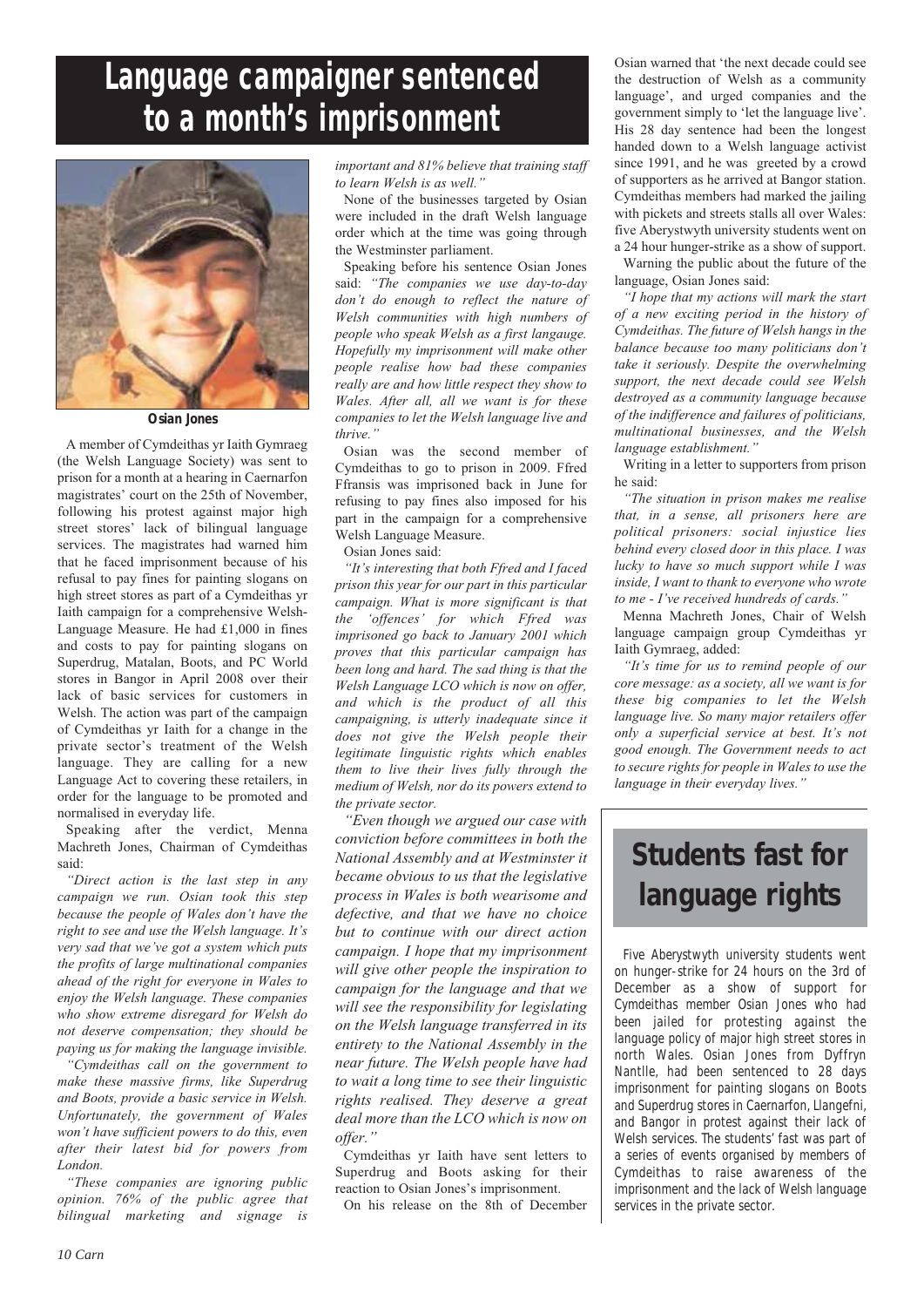# Language campaigner sentenced to a month's imprisonment

Osian Jones

A member of Cymdeithas yr Iaith Gymraeg (the Welsh Language Society) was sent to prison for a month at a hearing in Caernarfon magistrates' court on the 25th of November, following his protest against major high street stores' lack of bilingual language services. The magistrates had warned him that he faced imprisonment because of his refusal to pay fines for painting slogans on high street stores as part of a Cymdeithas yr Iaith campaign for a comprehensive Welsh-Language Measure. He had £1,000 in fines and costs to pay for painting slogans on Superdrug, Matalan, Boots, and PC World stores in Bangor in April 2008 over their lack of basic services for customers in Welsh. The action was part of the campaign of Cymdeithas yr Iaith for a change in the private sector's treatment of the Welsh language. They are calling for a new Language Act to covering these retailers, in order for the language to be promoted and normalised in everyday life.

Speaking after the verdict, Menna Machreth Jones, Chairman of Cymdeithas said:

*"Direct action is the last step in any campaign we run. Osian took this step because the people of Wales don't have the right to see and use the Welsh language. It's very sad that we've got a system which puts the profits of large multinational companies ahead of the right for everyone in Wales to enjoy the Welsh language. These companies who show extreme disregard for Welsh do not deserve compensation; they should be paying us for making the language invisible.*

*"Cymdeithas call on the government to make these massive firms, like Superdrug and Boots, provide a basic service in Welsh. Unfortunately, the government of Wales won't have sufficient powers to do this, even after their latest bid for powers from London.*

*"These companies are ignoring public opinion. 76% of the public agree that bilingual marketing and signage is important and 81% believe that training staff to learn Welsh is as well."*

None of the businesses targeted by Osian were included in the draft Welsh language order which at the time was going through the Westminster parliament.

Speaking before his sentence Osian Jones said: *"The companies we use day-to-day don't do enough to reflect the nature of Welsh communities with high numbers of people who speak Welsh as a first langauge. Hopefully my imprisonment will make other people realise how bad these companies really are and how little respect they show to Wales. After all, all we want is for these companies to let the Welsh language live and thrive."*

Osian was the second member of Cymdeithas to go to prison in 2009. Ffred Ffransis was imprisoned back in June for refusing to pay fines also imposed for his part in the campaign for a comprehensive Welsh Language Measure.

Osian Jones said:

*"It's interesting that both Ffred and I faced prison this year for our part in this particular campaign. What is more significant is that the 'offences' for which Ffred was imprisoned go back to January 2001 which proves that this particular campaign has been long and hard. The sad thing is that the Welsh Language LCO which is now on offer, and which is the product of all this campaigning, is utterly inadequate since it does not give the Welsh people their legitimate linguistic rights which enables them to live their lives fully through the medium of Welsh, nor do its powers extend to the private sector.*

*"Even though we argued our case with conviction before committees in both the National Assembly and at Westminster it became obvious to us that the legislative process in Wales is both wearisome and defective, and that we have no choice but to continue with our direct action campaign. I hope that my imprisonment will give other people the inspiration to campaign for the language and that we will see the responsibility for legislating on the Welsh language transferred in its entirety to the National Assembly in the near future. The Welsh people have had to wait a long time to see their linguistic rights realised. They deserve a great deal more than the LCO which is now on offer."*

Cymdeithas yr Iaith have sent letters to Superdrug and Boots asking for their reaction to Osian Jones's imprisonment.

On his release on the 8th of December Osian warned that 'the next decade could see the destruction of Welsh as a community language', and urged companies and the government simply to 'let the language live'. His 28 day sentence had been the longest handed down to a Welsh language activist since 1991, and he was greeted by a crowd of supporters as he arrived at Bangor station. Cymdeithas members had marked the jailing with pickets and streets stalls all over Wales: five Aberystwyth university students went on a 24 hour hunger-strike as a show of support.

Warning the public about the future of the language, Osian Jones said:

*"I hope that my actions will mark the start of a new exciting period in the history of Cymdeithas. The future of Welsh hangs in the balance because too many politicians don't take it seriously. Despite the overwhelming support, the next decade could see Welsh destroyed as a community language because of the indifference and failures of politicians, multinational businesses, and the Welsh language establishment."*

Writing in a letter to supporters from prison he said:

*"The situation in prison makes me realise that, in a sense, all prisoners here are political prisoners: social injustice lies behind every closed door in this place. I was lucky to have so much support while I was inside, I want to thank to everyone who wrote to me - I've received hundreds of cards."*

Menna Machreth Jones, Chair of Welsh language campaign group Cymdeithas yr Iaith Gymraeg, added:

*"It's time for us to remind people of our core message: as a society, all we want is for these big companies to let the Welsh language live. So many major retailers offer only a superficial service at best. It's not good enough. The Government needs to act to secure rights for people in Wales to use the language in their everyday lives."*

## Students fast for language rights

Five Aberystwyth university students went on hunger-strike for 24 hours on the 3rd of December as a show of support for Cymdeithas member Osian Jones who had been jailed for protesting against the language policy of major high street stores in north Wales. Osian Jones from Dyffryn Nantlle, had been sentenced to 28 days imprisonment for painting slogans on Boots and Superdrug stores in Caernarfon, Llangefni, and Bangor in protest against their lack of Welsh services. The students' fast was part of a series of events organised by members of Cymdeithas to raise awareness of the imprisonment and the lack of Welsh language services in the private sector.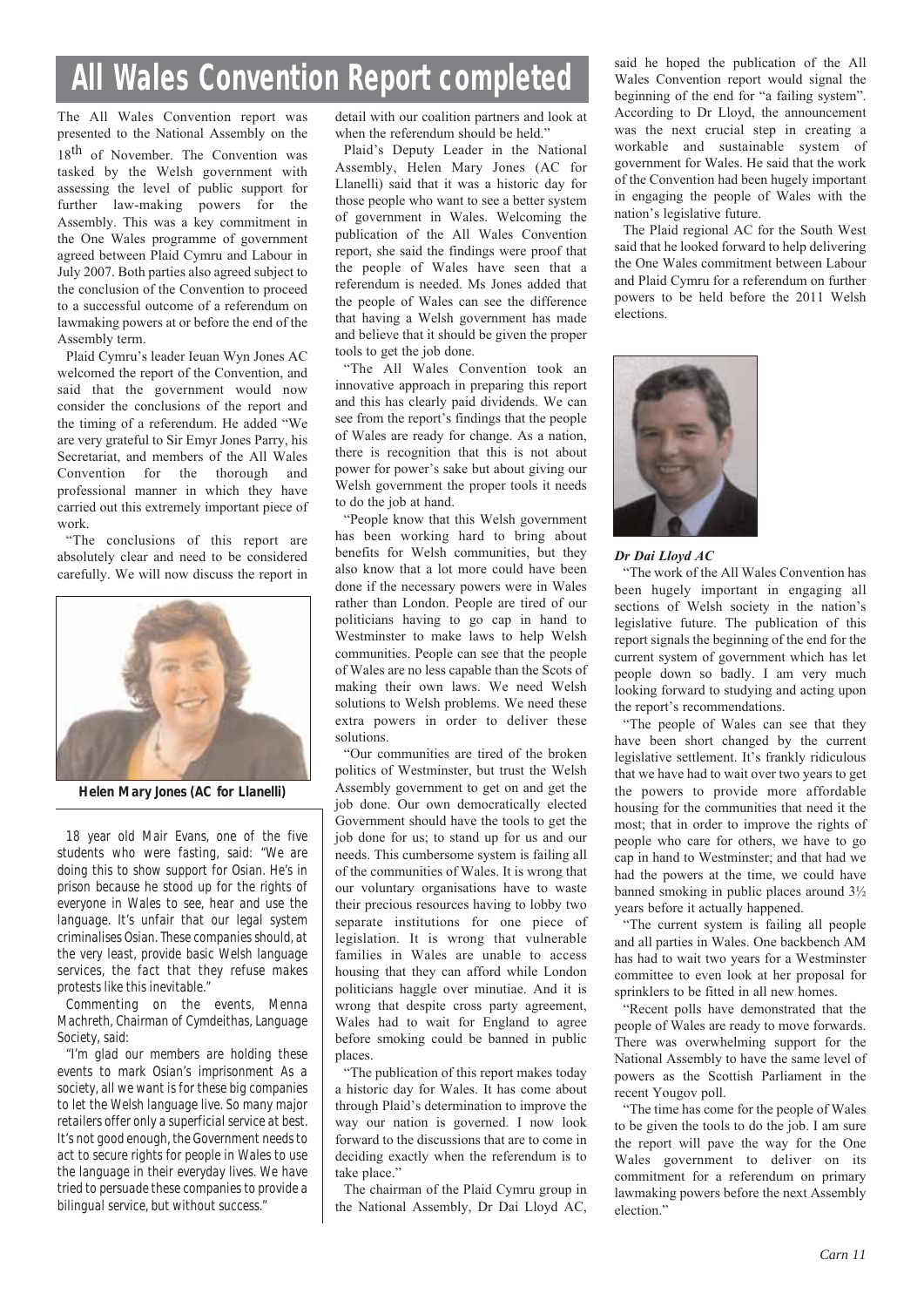# All Wales Convention Report completed

The All Wales Convention report was presented to the National Assembly on the 18th of November. The Convention was tasked by the Welsh government with assessing the level of public support for further law-making powers for the Assembly. This was a key commitment in the One Wales programme of government agreed between Plaid Cymru and Labour in July 2007. Both parties also agreed subject to the conclusion of the Convention to proceed to a successful outcome of a referendum on lawmaking powers at or before the end of the Assembly term.

Plaid Cymru's leader Ieuan Wyn Jones AC welcomed the report of the Convention, and said that the government would now consider the conclusions of the report and the timing of a referendum. He added "We are very grateful to Sir Emyr Jones Parry, his Secretariat, and members of the All Wales Convention for the thorough and professional manner in which they have carried out this extremely important piece of work.

"The conclusions of this report are absolutely clear and need to be considered carefully. We will now discuss the report in detail with our coalition partners and look at when the referendum should be held."

Plaid's Deputy Leader in the National Assembly, Helen Mary Jones (AC for Llanelli) said that it was a historic day for those people who want to see a better system of government in Wales. Welcoming the publication of the All Wales Convention report, she said the findings were proof that the people of Wales have seen that a referendum is needed. Ms Jones added that the people of Wales can see the difference that having a Welsh government has made and believe that it should be given the proper tools to get the job done.

"The All Wales Convention took an innovative approach in preparing this report and this has clearly paid dividends. We can see from the report's findings that the people of Wales are ready for change. As a nation, there is recognition that this is not about power for power's sake but about giving our Welsh government the proper tools it needs to do the job at hand.

"People know that this Welsh government has been working hard to bring about benefits for Welsh communities, but they also know that a lot more could have been done if the necessary powers were in Wales rather than London. People are tired of our politicians having to go cap in hand to Westminster to make laws to help Welsh communities. People can see that the people of Wales are no less capable than the Scots of making their own laws. We need Welsh solutions to Welsh problems. We need these extra powers in order to deliver these solutions.

"Our communities are tired of the broken politics of Westminster, but trust the Welsh Assembly government to get on and get the job done. Our own democratically elected Government should have the tools to get the job done for us; to stand up for us and our needs. This cumbersome system is failing all of the communities of Wales. It is wrong that our voluntary organisations have to waste their precious resources having to lobby two separate institutions for one piece of legislation. It is wrong that vulnerable families in Wales are unable to access housing that they can afford while London politicians haggle over minutiae. And it is wrong that despite cross party agreement, Wales had to wait for England to agree before smoking could be banned in public places.

"The publication of this report makes today a historic day for Wales. It has come about through Plaid's determination to improve the way our nation is governed. I now look forward to the discussions that are to come in deciding exactly when the referendum is to take place."

The chairman of the Plaid Cymru group in the National Assembly, Dr Dai Lloyd AC, said he hoped the publication of the All Wales Convention report would signal the beginning of the end for "a failing system". According to Dr Lloyd, the announcement was the next crucial step in creating a workable and sustainable system of government for Wales. He said that the work of the Convention had been hugely important in engaging the people of Wales with the nation's legislative future.

The Plaid regional AC for the South West said that he looked forward to help delivering the One Wales commitment between Labour and Plaid Cymru for a referendum on further powers to be held before the 2011 Welsh elections.

***Dr Dai Lloyd AC***

"The work of the All Wales Convention has been hugely important in engaging all sections of Welsh society in the nation's legislative future. The publication of this report signals the beginning of the end for the current system of government which has let people down so badly. I am very much looking forward to studying and acting upon the report's recommendations.

"The people of Wales can see that they have been short changed by the current legislative settlement. It's frankly ridiculous that we have had to wait over two years to get the powers to provide more affordable housing for the communities that need it the most; that in order to improve the rights of people who care for others, we have to go cap in hand to Westminster; and that had we had the powers at the time, we could have banned smoking in public places around 3½ years before it actually happened.

"The current system is failing all people and all parties in Wales. One backbench AM has had to wait two years for a Westminster committee to even look at her proposal for sprinklers to be fitted in all new homes.

"Recent polls have demonstrated that the people of Wales are ready to move forwards. There was overwhelming support for the National Assembly to have the same level of powers as the Scottish Parliament in the recent Yougov poll.

"The time has come for the people of Wales to be given the tools to do the job. I am sure the report will pave the way for the One Wales government to deliver on its commitment for a referendum on primary lawmaking powers before the next Assembly election."

**Helen Mary Jones (AC for Llanelli)**

18 year old Mair Evans, one of the five students who were fasting, said: "We are doing this to show support for Osian. He's in prison because he stood up for the rights of everyone in Wales to see, hear and use the language. It's unfair that our legal system criminalises Osian. These companies should, at the very least, provide basic Welsh language services, the fact that they refuse makes protests like this inevitable."

Commenting on the events, Menna Machreth, Chairman of Cymdeithas, Language Society, said:

"I'm glad our members are holding these events to mark Osian's imprisonment As a society, all we want is for these big companies to let the Welsh language live. So many major retailers offer only a superficial service at best. It's not good enough, the Government needs to act to secure rights for people in Wales to use the language in their everyday lives. We have tried to persuade these companies to provide a bilingual service, but without success."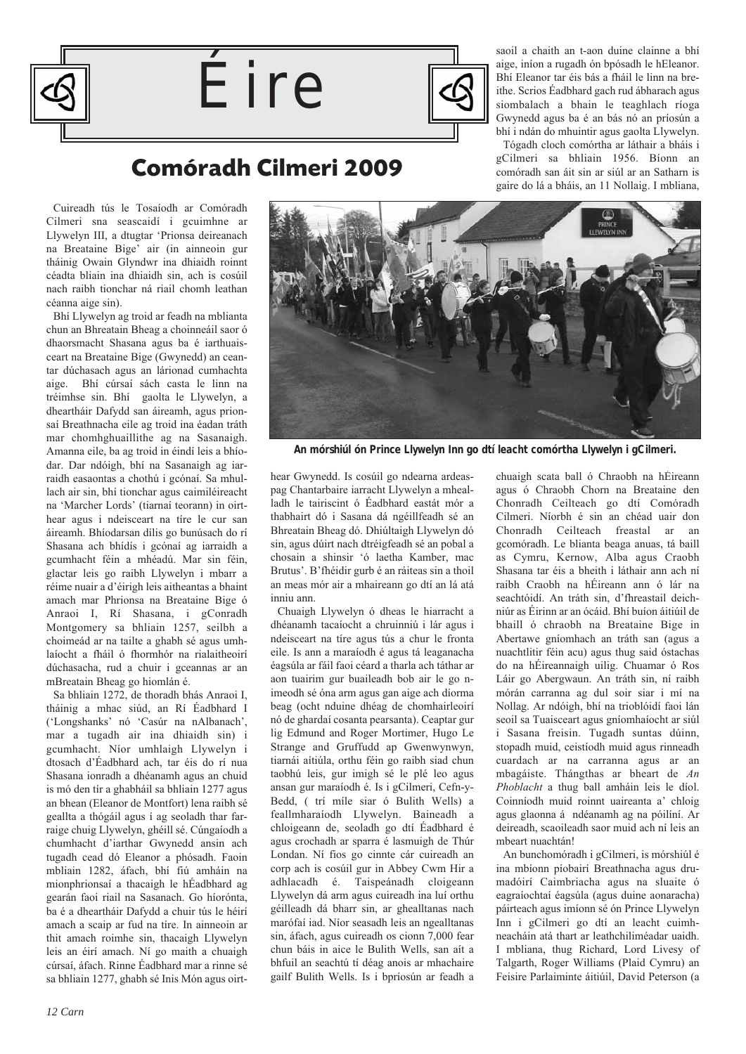# Éire

## Comóradh Cilmeri 2009

Cuireadh tús le Tosaíodh ar Comóradh Cilmeri sna seascaidí i gcuimhne ar Llywelyn III, a dtugtar 'Prionsa deireanach na Breataine Bige' air (in ainneoin gur tháinig Owain Glyndwr ina dhiaidh roinnt céadta bliain ina dhiaidh sin, ach is cosúil nach raibh tionchar ná riail chomh leathan céanna aige sin).

Bhí Llywelyn ag troid ar feadh na mblianta chun an Bhreatain Bheag a choinneáil saor ó dhaorsmacht Shasana agus ba é iarthuaisceart na Breataine Bige (Gwynedd) an ceantar dúchasach agus an lárionad cumhachta aige. Bhí cúrsaí sách casta le linn na tréimhse sin. Bhí gaolta le Llywelyn, a dheartháir Dafydd san áireamh, agus prionsaí Breathnacha eile ag troid ina éadan tráth mar chomhghuaillithe ag na Sasanaigh. Amanna eile, ba ag troid in éindí leis a bhíodar. Dar ndóigh, bhí na Sasanaigh ag iarraidh easaontas a chothú i gcónaí. Sa mhullach air sin, bhí tionchar agus caimiléireacht na 'Marcher Lords' (tiarnaí teorann) in oirthear agus i ndeisceart na tíre le cur san áireamh. Bhíodarsan dílis go bunúsach do rí Shasana ach bhídís i gcónaí ag iarraidh a gcumhacht féin a mhéadú. Mar sin féin, glactar leis go raibh Llywelyn i mbarr a réime nuair a d'éirigh leis aitheantas a bhaint amach mar Phrionsa na Breataine Bige ó Anraoi I, Rí Shasana, i gConradh Montgomery sa bhliain 1257, seilbh a choimeád ar na tailte a ghabh sé agus umhlaíocht a fháil ó fhormhór na rialaitheoirí dúchasacha, rud a chuir i gceannas ar an mBreatain Bheag go hiomlán é.

Sa bhliain 1272, de thoradh bhás Anraoi I, tháinig a mhac siúd, an Rí Éadbhard I ('Longshanks' nó 'Casúr na nAlbanach', mar a tugadh air ina dhiaidh sin) i gcumhacht. Níor umhlaigh Llywelyn i dtosach d'Éadbhard ach, tar éis do rí nua Shasana ionradh a dhéanamh agus an chuid is mó den tír a ghabháil sa bhliain 1277 agus an bhean (Eleanor de Montfort) lena raibh sé geallta a thógáil agus í ag seoladh thar farraige chuig Llywelyn, ghéill sé. Cúngaíodh a chumhacht d'iarthar Gwynedd ansin ach tugadh cead dó Eleanor a phósadh. Faoin mbliain 1282, áfach, bhí fiú amháin na mionphrionsaí a thacaigh le hÉadbhard ag gearán faoi riail na Sasanach. Go híorónta, ba é a dheartháir Dafydd a chuir tús le héirí amach a scaip ar fud na tíre. In ainneoin ar thit amach roimhe sin, thacaigh Llywelyn leis an éirí amach. Ní go maith a chuaigh cúrsaí, áfach. Rinne Éadbhard mar a rinne sé sa bhliain 1277, ghabh sé Inis Món agus oirthear Gwynedd. Is cosúil go ndearna ardeaspag Chantarbaire iarracht Llywelyn a mhealladh le tairiscint ó Éadbhard eastát mór a thabhairt dó i Sasana dá ngéillfeadh sé an Bhreatain Bheag dó. Dhiúltaigh Llywelyn dó sin, agus dúirt nach dtréigfeadh sé an pobal a chosain a shinsir 'ó laetha Kamber, mac Brutus'. B'fhéidir gurb é an ráiteas sin a thoil an meas mór air a mhaireann go dtí an lá atá inniu ann.

Chuaigh Llywelyn ó dheas le hiarracht a dhéanamh tacaíocht a chruinniú i lár agus i ndeisceart na tíre agus tús a chur le fronta eile. Is ann a maraíodh é agus tá leaganacha éagsúla ar fáil faoi céard a tharla ach táthar ar aon tuairim gur buaileadh bob air le go nimeodh sé óna arm agus gan aige ach díorma beag (ocht nduine dhéag de chomhairleoirí nó de ghardaí cosanta pearsanta). Ceaptar gur lig Edmund and Roger Mortimer, Hugo Le Strange and Gruffudd ap Gwenwynwyn, tiarnái áitiúla, orthu féin go raibh siad chun taobhú leis, gur imigh sé le plé leo agus ansan gur maraíodh é. Is i gCilmeri, Cefn-y-Bedd, ( trí míle siar ó Bulith Wells) a feallmharaíodh Llywelyn. Baineadh a chloigeann de, seoladh go dtí Éadbhard é agus crochadh ar sparra é lasmuigh de Thúr Londan. Ní fios go cinnte cár cuireadh an corp ach is cosúil gur in Abbey Cwm Hir a adhlacadh é. Taispeánadh cloigeann Llywelyn dá arm agus cuireadh ina luí orthu géilleadh dá bharr sin, ar ghealltanas nach marófaí iad. Níor seasadh leis an ngealltanas sin, áfach, agus cuireadh os cionn 7,000 fear chun báis in aice le Bulith Wells, san áit a bhfuil an seachtú tí déag anois ar mhachaire gailf Bulith Wells. Is i bpríosún ar feadh a saoil a chaith an t-aon duine clainne a bhí aige, iníon a rugadh ón bpósadh le hEleanor. Bhí Eleanor tar éis bás a fháil le linn na breithe. Scrios Éadbhard gach rud ábharach agus siombalach a bhain le teaghlach ríoga Gwynedd agus ba é an bás nó an príosún a bhí i ndán do mhuintir agus gaolta Llywelyn.

Tógadh cloch comórtha ar láthair a bháis i gCilmeri sa bhliain 1956. Bíonn an comóradh san áit sin ar siúl ar an Satharn is gaire do lá a bháis, an 11 Nollaig. I mbliana, chuaigh scata ball ó Chraobh na hÉireann agus ó Chraobh Chorn na Breataine den Chonradh Ceilteach go dtí Comóradh Cilmeri. Níorbh é sin an chéad uair don Chonradh Ceilteach freastal ar an gcomóradh. Le blianta beaga anuas, tá baill as Cymru, Kernow, Alba agus Craobh Shasana tar éis a bheith i láthair ann ach ní raibh Craobh na hÉireann ann ó lár na seachtóidí. An tráth sin, d'fhreastail deichniúr as Éirinn ar an ócáid. Bhí buíon áitiúil de bhaill ó chraobh na Breataine Bige in Abertawe gníomhach an tráth san (agus a nuachtlitir féin acu) agus thug said óstachas do na hÉireannaigh uilig. Chuamar ó Ros Láir go Abergwaun. An tráth sin, ní raibh mórán carranna ag dul soir siar i mí na Nollag. Ar ndóigh, bhí na trioblóidí faoi lán seoil sa Tuaisceart agus gníomhaíocht ar siúl i Sasana freisin. Tugadh suntas dúinn, stopadh muid, ceistíodh muid agus rinneadh cuardach ar na carranna agus ar an mbagáiste. Thángthas ar bheart de *An Phoblacht* a thug ball amháin leis le díol. Coinníodh muid roinnt uaireanta a' chloig agus glaonna á ndéanamh ag na póilíní. Ar deireadh, scaoileadh saor muid ach ní leis an mbeart nuachtán!

*An mórshiúl ón Prince Llywelyn Inn go dtí leacht comórtha Llywelyn i gCilmeri.*

An bunchomóradh i gCilmeri, is mórshiúl é ina mbíonn píobairí Breathnacha agus drumadóirí Caimbriacha agus na sluaite ó eagraíochtaí éagsúla (agus duine aonaracha) páirteach agus imíonn sé ón Prince Llywelyn Inn i gCilmeri go dtí an leacht cuimhneacháin atá thart ar leathchiliméadar uaidh. I mbliana, thug Richard, Lord Livesy of Talgarth, Roger Williams (Plaid Cymru) an Feisire Parlaiminte áitiúil, David Peterson (a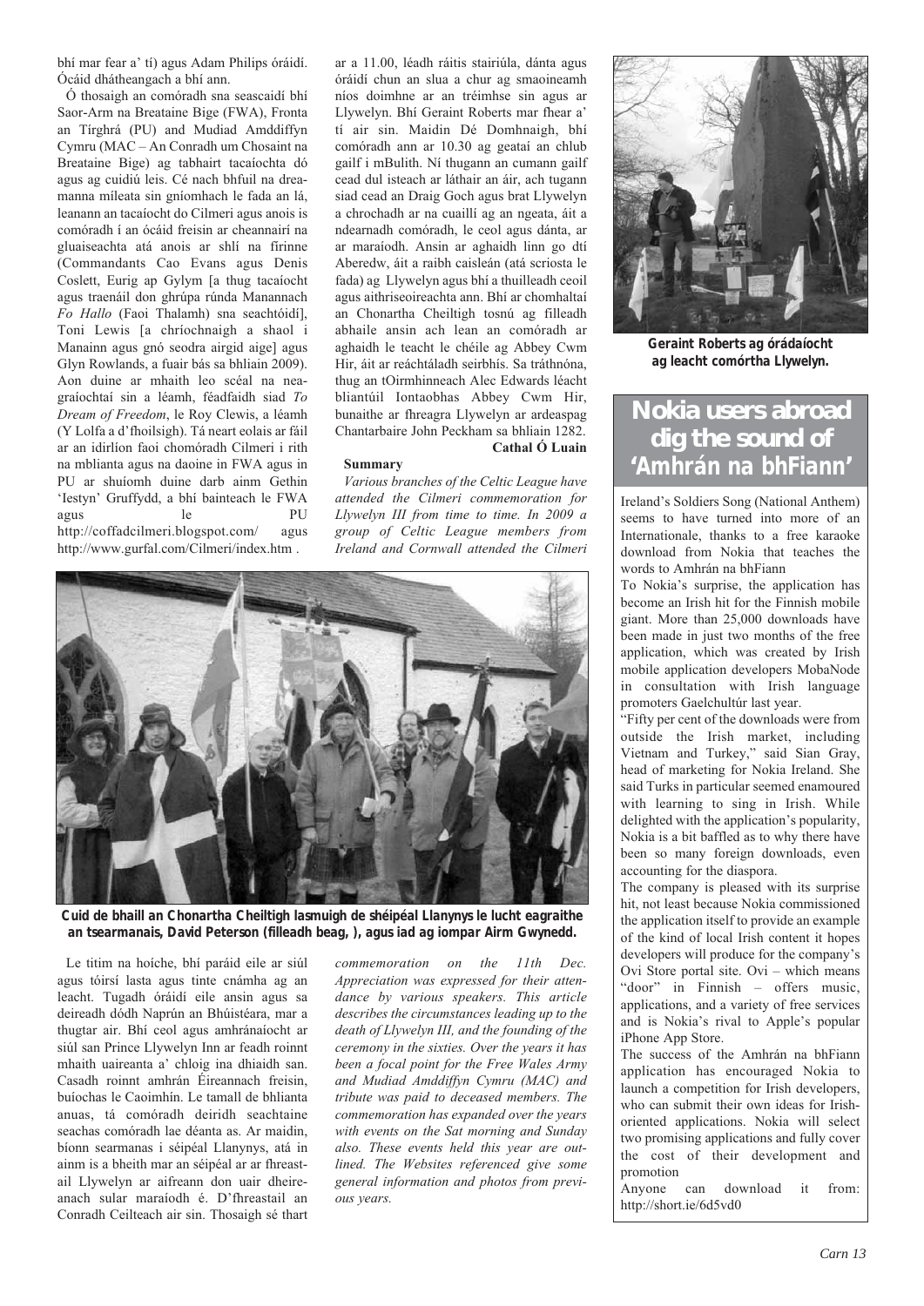bhí mar fear a' tí) agus Adam Philips óráidí. Ócáid dhátheangach a bhí ann.

Ó thosaigh an comóradh sna seascaidí bhí Saor-Arm na Breataine Bige (FWA), Fronta an Tírghrá (PU) and Mudiad Amddiffyn Cymru (MAC – An Conradh um Chosaint na Breataine Bige) ag tabhairt tacaíochta dó agus ag cuidiú leis. Cé nach bhfuil na dreamanna míleata sin gníomhach le fada an lá, leanann an tacaíocht do Cilmeri agus anois is comóradh í an ócáid freisin ar cheannairí na gluaiseachta atá anois ar shlí na fírinne (Commandants Cao Evans agus Denis Coslett, Eurig ap Gylym [a thug tacaíocht agus traenáil don ghrúpa rúnda Manannach *Fo Hallo* (Faoi Thalamh) sna seachtóidí], Toni Lewis [a chríochnaigh a shaol i Manainn agus gnó seodra airgid aige] agus Glyn Rowlands, a fuair bás sa bhliain 2009). Aon duine ar mhaith leo scéal na neagraíochtaí sin a léamh, féadfaidh siad *To Dream of Freedom*, le Roy Clewis, a léamh (Y Lolfa a d'fhoilsigh). Tá neart eolais ar fáil ar an idirlíon faoi chomóradh Cilmeri i rith na mblianta agus na daoine in FWA agus in PU ar shuíomh duine darb ainm Gethin 'Iestyn' Gruffydd, a bhí bainteach le FWA agus le PU http://coffadcilmeri.blogspot.com/ agus http://www.gurfal.com/Cilmeri/index.htm .

ar a 11.00, léadh ráitis stairiúla, dánta agus óráidí chun an slua a chur ag smaoineamh níos doimhne ar an tréimhse sin agus ar Llywelyn. Bhí Geraint Roberts mar fhear a' tí air sin. Maidin Dé Domhnaigh, bhí comóradh ann ar 10.30 ag geataí an chlub gailf i mBulith. Ní thugann an cumann gailf cead dul isteach ar láthair an áir, ach tugann siad cead an Draig Goch agus brat Llywelyn a chrochadh ar na cuaillí ag an ngeata, áit a ndearnadh comóradh, le ceol agus dánta, ar ar maraíodh. Ansin ar aghaidh linn go dtí Aberedw, áit a raibh caisleán (atá scriosta le fada) ag Llywelyn agus bhí a thuilleadh ceoil agus aithriseoireachta ann. Bhí ar chomhaltaí an Chonartha Cheiltigh tosnú ag filleadh abhaile ansin ach lean an comóradh ar aghaidh le teacht le chéile ag Abbey Cwm Hir, áit ar reáchtáladh seirbhís. Sa tráthnóna, thug an tOirmhinneach Alec Edwards léacht bliantúil Iontaobhas Abbey Cwm Hir, bunaithe ar fhreagra Llywelyn ar ardeaspag Chantarbaire John Peckham sa bhliain 1282.

**Cathal Ó Luain**

**Summary**

*Various branches of the Celtic League have attended the Cilmeri commemoration for Llywelyn III from time to time. In 2009 a group of Celtic League members from Ireland and Cornwall attended the Cilmeri commemoration on the 11th Dec. Appreciation was expressed for their attendance by various speakers. This article describes the circumstances leading up to the death of Llywelyn III, and the founding of the ceremony in the sixties. Over the years it has been a focal point for the Free Wales Army and Mudiad Amddiffyn Cymru (MAC) and tribute was paid to deceased members. The commemoration has expanded over the years with events on the Sat morning and Sunday also. These events held this year are outlined. The Websites referenced give some general information and photos from previous years.*

**Cuid de bhaill an Chonartha Cheiltigh lasmuigh de shéipéal Llanynys le lucht eagraithe an tsearmanais, David Peterson (filleadh beag, ), agus iad ag iompar Airm Gwynedd.**

Le titim na hoíche, bhí paráid eile ar siúl agus tóirsí lasta agus tinte cnámha ag an leacht. Tugadh óráidí eile ansin agus sa deireadh dódh Naprún an Bhúistéara, mar a thugtar air. Bhí ceol agus amhránaíocht ar siúl san Prince Llywelyn Inn ar feadh roinnt mhaith uaireanta a' chloig ina dhiaidh san. Casadh roinnt amhrán Éireannach freisin, buíochas le Caoimhín. Le tamall de bhlianta anuas, tá comóradh deiridh seachtaine seachas comóradh lae déanta as. Ar maidin, bíonn searmanas i séipéal Llanynys, atá in ainm is a bheith mar an séipéal ar ar fhreastail Llywelyn ar aifreann don uair dheireanach sular maraíodh é. D'fhreastail an Conradh Ceilteach air sin. Thosaigh sé thart

**Geraint Roberts ag óráidaíocht ag leacht comórtha Llywelyn.**

## Nokia users abroad dig the sound of 'Amhrán na bhFiann'

Ireland's Soldiers Song (National Anthem) seems to have turned into more of an Internationale, thanks to a free karaoke download from Nokia that teaches the words to Amhrán na bhFiann

To Nokia's surprise, the application has become an Irish hit for the Finnish mobile giant. More than 25,000 downloads have been made in just two months of the free application, which was created by Irish mobile application developers MobaNode in consultation with Irish language promoters Gaelchultúr last year.

"Fifty per cent of the downloads were from outside the Irish market, including Vietnam and Turkey," said Sian Gray, head of marketing for Nokia Ireland. She said Turks in particular seemed enamoured with learning to sing in Irish. While delighted with the application's popularity, Nokia is a bit baffled as to why there have been so many foreign downloads, even accounting for the diaspora.

The company is pleased with its surprise hit, not least because Nokia commissioned the application itself to provide an example of the kind of local Irish content it hopes developers will produce for the company's Ovi Store portal site. Ovi – which means "door" in Finnish – offers music, applications, and a variety of free services and is Nokia's rival to Apple's popular iPhone App Store.

The success of the Amhrán na bhFiann application has encouraged Nokia to launch a competition for Irish developers, who can submit their own ideas for Irish-oriented applications. Nokia will select two promising applications and fully cover the cost of their development and promotion

Anyone can download it from: http://short.ie/6d5vd0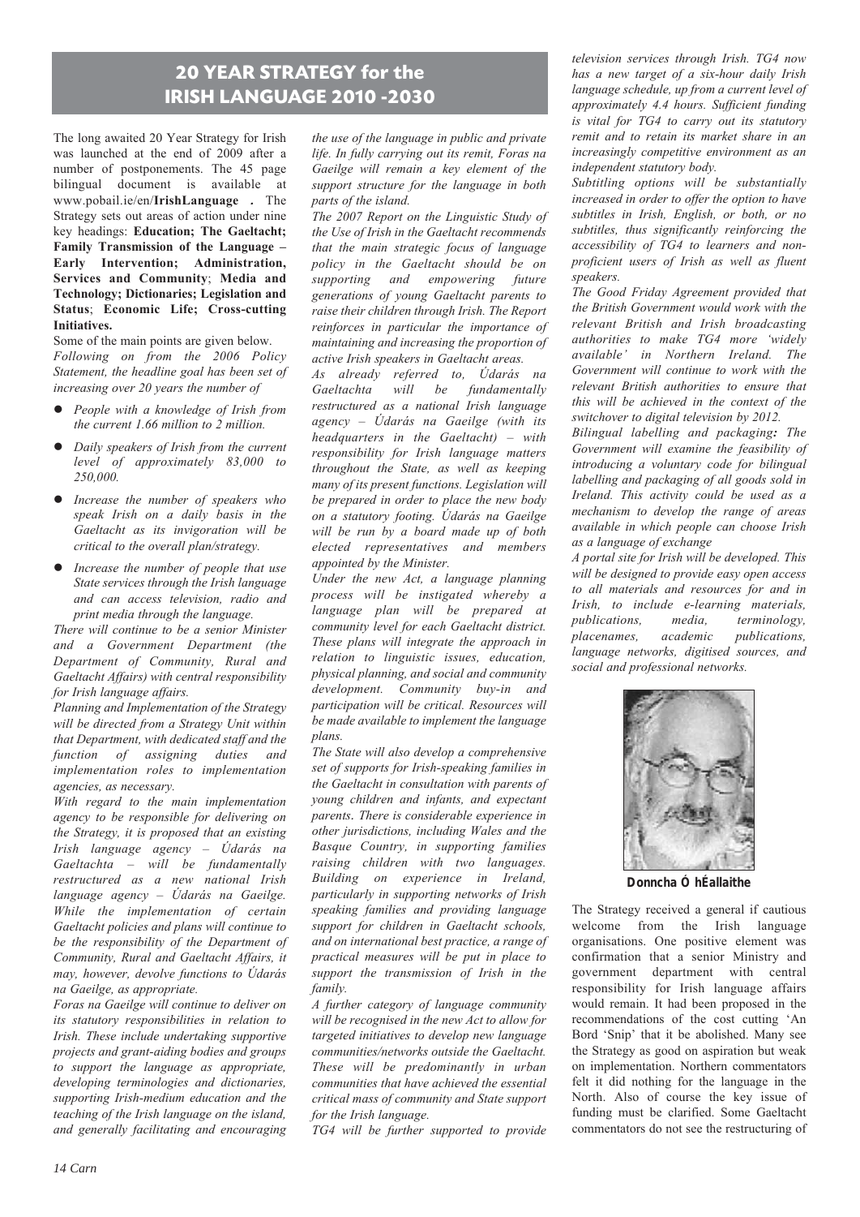# 20 YEAR STRATEGY for the IRISH LANGUAGE 2010 -2030

The long awaited 20 Year Strategy for Irish was launched at the end of 2009 after a number of postponements. The 45 page bilingual document is available at www.pobail.ie/en/**IrishLanguage** . The Strategy sets out areas of action under nine key headings: **Education; The Gaeltacht; Family Transmission of the Language – Early Intervention; Administration, Services and Community**; **Media and Technology; Dictionaries; Legislation and Status**; **Economic Life; Cross-cutting Initiatives.**

Some of the main points are given below.

*Following on from the 2006 Policy Statement, the headline goal has been set of increasing over 20 years the number of*

- *People with a knowledge of Irish from the current 1.66 million to 2 million.*
- *Daily speakers of Irish from the current level of approximately 83,000 to 250,000.*
- *Increase the number of speakers who speak Irish on a daily basis in the Gaeltacht as its invigoration will be critical to the overall plan/strategy.*
- *Increase the number of people that use State services through the Irish language and can access television, radio and print media through the language.*

*There will continue to be a senior Minister and a Government Department (the Department of Community, Rural and Gaeltacht Affairs) with central responsibility for Irish language affairs.*

*Planning and Implementation of the Strategy will be directed from a Strategy Unit within that Department, with dedicated staff and the function of assigning duties and implementation roles to implementation agencies, as necessary.*

*With regard to the main implementation agency to be responsible for delivering on the Strategy, it is proposed that an existing Irish language agency – Údarás na Gaeltachta – will be fundamentally restructured as a new national Irish language agency – Údarás na Gaeilge. While the implementation of certain Gaeltacht policies and plans will continue to be the responsibility of the Department of Community, Rural and Gaeltacht Affairs, it may, however, devolve functions to Údarás na Gaeilge, as appropriate.*

*Foras na Gaeilge will continue to deliver on its statutory responsibilities in relation to Irish. These include undertaking supportive projects and grant-aiding bodies and groups to support the language as appropriate, developing terminologies and dictionaries, supporting Irish-medium education and the teaching of the Irish language on the island, and generally facilitating and encouraging the use of the language in public and private life. In fully carrying out its remit, Foras na Gaeilge will remain a key element of the support structure for the language in both parts of the island.*

*The 2007 Report on the Linguistic Study of the Use of Irish in the Gaeltacht recommends that the main strategic focus of language policy in the Gaeltacht should be on supporting and empowering future generations of young Gaeltacht parents to raise their children through Irish. The Report reinforces in particular the importance of maintaining and increasing the proportion of active Irish speakers in Gaeltacht areas.*

*As already referred to, Údarás na Gaeltachta will be fundamentally restructured as a national Irish language agency – Údarás na Gaeilge (with its headquarters in the Gaeltacht) – with responsibility for Irish language matters throughout the State, as well as keeping many of its present functions. Legislation will be prepared in order to place the new body on a statutory footing. Údarás na Gaeilge will be run by a board made up of both elected representatives and members appointed by the Minister.*

*Under the new Act, a language planning process will be instigated whereby a language plan will be prepared at community level for each Gaeltacht district. These plans will integrate the approach in relation to linguistic issues, education, physical planning, and social and community development. Community buy-in and participation will be critical. Resources will be made available to implement the language plans.*

*The State will also develop a comprehensive set of supports for Irish-speaking families in the Gaeltacht in consultation with parents of young children and infants, and expectant parents. There is considerable experience in other jurisdictions, including Wales and the Basque Country, in supporting families raising children with two languages. Building on experience in Ireland, particularly in supporting networks of Irish speaking families and providing language support for children in Gaeltacht schools, and on international best practice, a range of practical measures will be put in place to support the transmission of Irish in the family.*

*A further category of language community will be recognised in the new Act to allow for targeted initiatives to develop new language communities/networks outside the Gaeltacht. These will be predominantly in urban communities that have achieved the essential critical mass of community and State support for the Irish language.*

*TG4 will be further supported to provide television services through Irish. TG4 now has a new target of a six-hour daily Irish language schedule, up from a current level of approximately 4.4 hours. Sufficient funding is vital for TG4 to carry out its statutory remit and to retain its market share in an increasingly competitive environment as an independent statutory body.*

*Subtitling options will be substantially increased in order to offer the option to have subtitles in Irish, English, or both, or no subtitles, thus significantly reinforcing the accessibility of TG4 to learners and non-proficient users of Irish as well as fluent speakers.*

*The Good Friday Agreement provided that the British Government would work with the relevant British and Irish broadcasting authorities to make TG4 more 'widely available' in Northern Ireland. The Government will continue to work with the relevant British authorities to ensure that this will be achieved in the context of the switchover to digital television by 2012.*

*Bilingual labelling and packaging**:** The Government will examine the feasibility of introducing a voluntary code for bilingual labelling and packaging of all goods sold in Ireland. This activity could be used as a mechanism to develop the range of areas available in which people can choose Irish as a language of exchange*

*A portal site for Irish will be developed. This will be designed to provide easy open access to all materials and resources for and in Irish, to include e-learning materials, publications, media, terminology, placenames, academic publications, language networks, digitised sources, and social and professional networks.*

**Donncha Ó hÉallaithe**

The Strategy received a general if cautious welcome from the Irish language organisations. One positive element was confirmation that a senior Ministry and government department with central responsibility for Irish language affairs would remain. It had been proposed in the recommendations of the cost cutting 'An Bord 'Snip' that it be abolished. Many see the Strategy as good on aspiration but weak on implementation. Northern commentators felt it did nothing for the language in the North. Also of course the key issue of funding must be clarified. Some Gaeltacht commentators do not see the restructuring of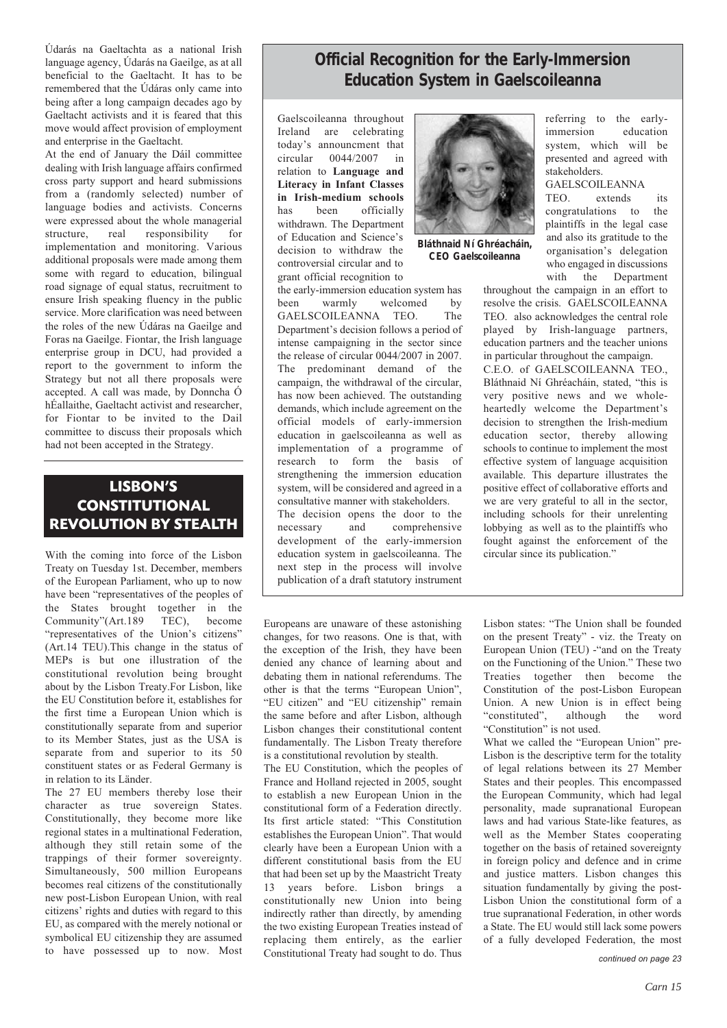Údarás na Gaeltachta as a national Irish language agency, Údarás na Gaeilge, as at all beneficial to the Gaeltacht. It has to be remembered that the Údáras only came into being after a long campaign decades ago by Gaeltacht activists and it is feared that this move would affect provision of employment and enterprise in the Gaeltacht.

At the end of January the Dáil committee dealing with Irish language affairs confirmed cross party support and heard submissions from a (randomly selected) number of language bodies and activists. Concerns were expressed about the whole managerial structure, real responsibility for implementation and monitoring. Various additional proposals were made among them some with regard to education, bilingual road signage of equal status, recruitment to ensure Irish speaking fluency in the public service. More clarification was need between the roles of the new Údáras na Gaeilge and Foras na Gaeilge. Fiontar, the Irish language enterprise group in DCU, had provided a report to the government to inform the Strategy but not all there proposals were accepted. A call was made, by Donncha Ó hÉallaithe, Gaeltacht activist and researcher, for Fiontar to be invited to the Dail committee to discuss their proposals which had not been accepted in the Strategy.

## Official Recognition for the Early-Immersion Education System in Gaelscoileanna

Gaelscoileanna throughout Ireland are celebrating today's announcment that circular 0044/2007 in relation to **Language and Literacy in Infant Classes in Irish-medium schools** has been officially withdrawn. The Department of Education and Science's decision to withdraw the controversial circular and to grant official recognition to the early-immersion education system has been warmly welcomed by GAELSCOILEANNA TEO. The Department's decision follows a period of intense campaigning in the sector since the release of circular 0044/2007 in 2007. The predominant demand of the campaign, the withdrawal of the circular, has now been achieved. The outstanding demands, which include agreement on the official models of early-immersion education in gaelscoileanna as well as implementation of a programme of research to form the basis of strengthening the immersion education system, will be considered and agreed in a consultative manner with stakeholders.

**Bláthnaid Ní Ghréacháin, CEO Gaelscoileanna**

The decision opens the door to the necessary and comprehensive development of the early-immersion education system in gaelscoileanna. The next step in the process will involve publication of a draft statutory instrument referring to the early-immersion education system, which will be presented and agreed with stakeholders.

GAELSCOILEANNA TEO. extends its congratulations to the plaintiffs in the legal case and also its gratitude to the organisation's delegation who engaged in discussions with the Department throughout the campaign in an effort to resolve the crisis. GAELSCOILEANNA TEO. also acknowledges the central role played by Irish-language partners, education partners and the teacher unions in particular throughout the campaign.

C.E.O. of GAELSCOILEANNA TEO., Bláthnaid Ní Ghréacháin, stated, "this is very positive news and we whole-heartedly welcome the Department's decision to strengthen the Irish-medium education sector, thereby allowing schools to continue to implement the most effective system of language acquisition available. This departure illustrates the positive effect of collaborative efforts and we are very grateful to all in the sector, including schools for their unrelenting lobbying as well as to the plaintiffs who fought against the enforcement of the circular since its publication."

## LISBON'S CONSTITUTIONAL REVOLUTION BY STEALTH

With the coming into force of the Lisbon Treaty on Tuesday 1st. December, members of the European Parliament, who up to now have been "representatives of the peoples of the States brought together in the Community"(Art.189 TEC), become "representatives of the Union's citizens" (Art.14 TEU).This change in the status of MEPs is but one illustration of the constitutional revolution being brought about by the Lisbon Treaty.For Lisbon, like the EU Constitution before it, establishes for the first time a European Union which is constitutionally separate from and superior to its Member States, just as the USA is separate from and superior to its 50 constituent states or as Federal Germany is in relation to its Länder.

The 27 EU members thereby lose their character as true sovereign States. Constitutionally, they become more like regional states in a multinational Federation, although they still retain some of the trappings of their former sovereignty. Simultaneously, 500 million Europeans becomes real citizens of the constitutionally new post-Lisbon European Union, with real citizens' rights and duties with regard to this EU, as compared with the merely notional or symbolical EU citizenship they are assumed to have possessed up to now. Most Europeans are unaware of these astonishing changes, for two reasons. One is that, with the exception of the Irish, they have been denied any chance of learning about and debating them in national referendums. The other is that the terms "European Union", "EU citizen" and "EU citizenship" remain the same before and after Lisbon, although Lisbon changes their constitutional content fundamentally. The Lisbon Treaty therefore is a constitutional revolution by stealth.

The EU Constitution, which the peoples of France and Holland rejected in 2005, sought to establish a new European Union in the constitutional form of a Federation directly. Its first article stated: "This Constitution establishes the European Union". That would clearly have been a European Union with a different constitutional basis from the EU that had been set up by the Maastricht Treaty 13 years before. Lisbon brings a constitutionally new Union into being indirectly rather than directly, by amending the two existing European Treaties instead of replacing them entirely, as the earlier Constitutional Treaty had sought to do. Thus Lisbon states: "The Union shall be founded on the present Treaty" - viz. the Treaty on European Union (TEU) -"and on the Treaty on the Functioning of the Union." These two Treaties together then become the Constitution of the post-Lisbon European Union. A new Union is in effect being "constituted", although the word "Constitution" is not used.

What we called the "European Union" pre-Lisbon is the descriptive term for the totality of legal relations between its 27 Member States and their peoples. This encompassed the European Community, which had legal personality, made supranational European laws and had various State-like features, as well as the Member States cooperating together on the basis of retained sovereignty in foreign policy and defence and in crime and justice matters. Lisbon changes this situation fundamentally by giving the post-Lisbon Union the constitutional form of a true supranational Federation, in other words a State. The EU would still lack some powers of a fully developed Federation, the most

*continued on page 23*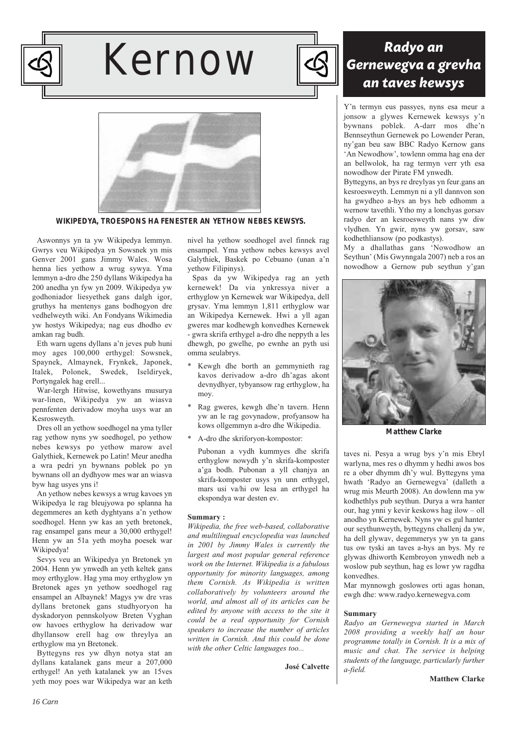# Kernow

WIKIPEDYA, TROESPONS HA FENESTER AN YETHOW NEBES KEWSYS.

Aswonnys yn ta yw Wikipedya lemmyn. Gwrys veu Wikipedya yn Sowsnek yn mis Genver 2001 gans Jimmy Wales. Wosa henna lies yethow a wrug sywya. Yma lemmyn a-dro dhe 250 dyllans Wikipedya ha 200 anedha yn fyw yn 2009. Wikipedya yw godhoniador liesyethek gans dalgh igor, gruthys ha mentenys gans bodhogyon dre vedhelweyth wiki. An Fondyans Wikimedia yw hostys Wikipedya; nag eus dhodho ev amkan rag budh.

Eth warn ugens dyllans a'n jeves pub huni moy ages 100,000 erthygel: Sowsnek, Spaynek, Almaynek, Frynkek, Japonek, Italek, Polonek, Swedek, Iseldiryek, Portyngalek hag erell...

War-lergh Hitwise, kowethyans musurya war-linen, Wikipedya yw an wiasva pennfenten derivadow moyha usys war an Kesrosweyth.

Dres oll an yethow soedhogel na yma tyller rag yethow nyns yw soedhogel, po yethow nebes kewsys po yethow marow avel Galythiek, Kernewek po Latin! Meur anedha a wra pedri yn bywnans poblek po yn bywnans oll an dydhyow mes war an wiasva byw hag usyes yns i!

An yethow nebes kewsys a wrug kavoes yn Wikipedya le rag bleujyowa po splanna ha degemmeres an keth dyghtyans a'n yethow soedhogel. Henn yw kas an yeth bretonek, rag ensampel gans meur a 30,000 erthygel! Henn yw an 51a yeth moyha poesek war Wikipedya!

Sevys veu an Wikipedya yn Bretonek yn 2004. Henn yw ynwedh an yeth keltek gans moy erthyglow. Hag yma moy erthyglow yn Bretonek ages yn yethow soedhogel rag ensampel an Albaynek! Magys yw dre vras dyllans bretonek gans studhyoryon ha dyskadoryon pennskolyow Breten Vyghan ow havoes erthyglow ha derivadow war dhyllansow erell hag ow threylya an erthyglow ma yn Bretonek.

Byttegyns res yw dhyn notya stat an dyllans katalanek gans meur a 207,000 erthygel! An yeth katalanek yw an 15ves yeth moy poes war Wikipedya war an keth nivel ha yethow soedhogel avel finnek rag ensampel. Yma yethow nebes kewsys avel Galythiek, Baskek po Cebuano (unan a'n yethow Filipinys).

Spas da yw Wikipedya rag an yeth kernewek! Da via ynkressya niver a erthyglow yn Kernewek war Wikipedya, dell grysav. Yma lemmyn 1,811 erthyglow war an Wikipedya Kernewek. Hwi a yll agan gweres mar kodhewgh konvedhes Kernewek - gwra skrifa erthygel a-dro dhe neppyth a les dhewgh, po gwelhe, po ewnhe an pyth usi omma seulabrys.

* Kewgh dhe borth an gemmynieth rag kavos derivadow a-dro dh'agas akont devnydhyer, tybyansow rag erthyglow, ha moy.
* Rag gweres, kewgh dhe'n tavern. Henn yw an le rag govynadow, profyansow ha kows ollgemmyn a-dro dhe Wikipedya.
* A-dro dhe skriforyon-kompostor:

  Pubonan a vydh kummyes dhe skrifa erthyglow nowydh y'n skrifa-komposter a'ga bodh. Pubonan a yll chanjya an skrifa-komposter usys yn unn erthygel, mars usi va/hi ow lesa an erthygel ha ekspondya war desten ev.

**Summary :**

*Wikipedia, the free web-based, collaborative and multilingual encyclopedia was launched in 2001 by Jimmy Wales is currently the largest and most popular general reference work on the Internet. Wikipedia is a fabulous opportunity for minority languages, among them Cornish. As Wikipedia is written collaboratively by volunteers around the world, and almost all of its articles can be edited by anyone with access to the site it could be a real opportunity for Cornish speakers to increase the number of articles written in Cornish. And this could be done with the other Celtic languages too...*

**José Calvette**

## Radyo an Gernewegva a grevha an taves kewsys

Y'n termyn eus passyes, nyns esa meur a jonsow a glywes Kernewek kewsys y'n bywnans poblek. A-darr mos dhe'n Bennseythun Gernewek po Lowender Peran, ny'gan beu saw BBC Radyo Kernow gans 'An Newodhow', towlenn omma hag ena der an bellwolok, ha rag termyn verr yth esa nowodhow der Pirate FM ynwedh.

Byttegyns, an bys re dreylyas yn feur.gans an kesroesweyth. Lemmyn ni a yll dannvon son ha gwydheo a-hys an bys heb edhomm a wernow tavethli. Ytho my a lonchyas gorsav radyo der an kesroesweyth nans yw diw vlydhen. Yn gwir, nyns yw gorsav, saw kodhethliansow (po podkastys).

My a dhallathas gans 'Nowodhow an Seythun' (Mis Gwynngala 2007) neb a ros an nowodhow a Gernow pub seythun y'gan taves ni. Pesya a wrug bys y'n mis Ebryl warlyna, mes res o dhymm y hedhi awos bos re a ober dhymm dh'y wul. Byttegyns yma hwath 'Radyo an Gernewegva' (dalleth a wrug mis Meurth 2008). An dowlenn ma yw kodhethlys pub seythun. Durya a wra hanter our, hag ynni y kevir keskows hag ilow – oll anodho yn Kernewek. Nyns yw es gul hanter our seythunweyth, byttegyns challenj da yw, ha dell glywav, degemmerys yw yn ta gans tus ow tyski an taves a-hys an bys. My re glywas dhiworth Kembroyon ynwedh neb a woslow pub seythun, hag es lowr yw ragdha konvedhes.

Matthew Clarke

Mar mynnowgh goslowes orti agas honan, ewgh dhe: www.radyo.kernewegva.com

**Summary**

*Radyo an Gernewegva started in March 2008 providing a weekly half an hour programme totally in Cornish. It is a mix of music and chat. The service is helping students of the language, particularly further a-field.*

**Matthew Clarke**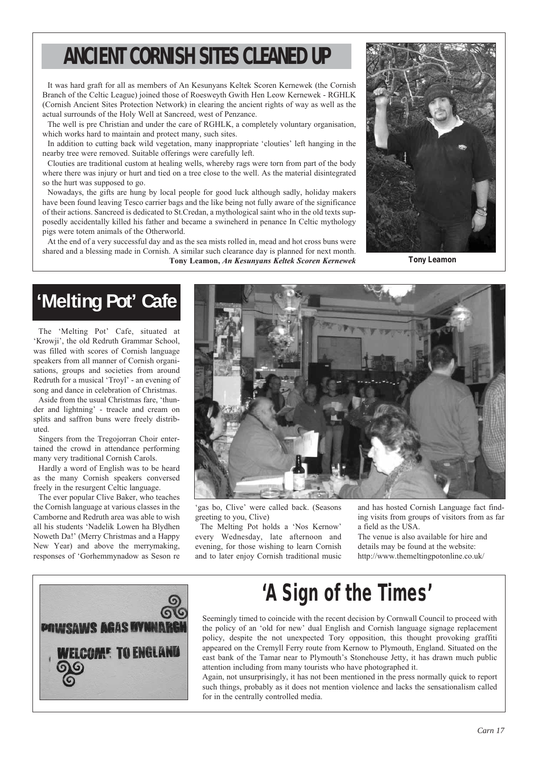# ANCIENT CORNISH SITES CLEANED UP

It was hard graft for all as members of An Kesunyans Keltek Scoren Kernewek (the Cornish Branch of the Celtic League) joined those of Roesweyth Gwith Hen Leow Kernewek - RGHLK (Cornish Ancient Sites Protection Network) in clearing the ancient rights of way as well as the actual surrounds of the Holy Well at Sancreed, west of Penzance.

The well is pre Christian and under the care of RGHLK, a completely voluntary organisation, which works hard to maintain and protect many, such sites.

In addition to cutting back wild vegetation, many inappropriate 'clouties' left hanging in the nearby tree were removed. Suitable offerings were carefully left.

Clouties are traditional custom at healing wells, whereby rags were torn from part of the body where there was injury or hurt and tied on a tree close to the well. As the material disintegrated so the hurt was supposed to go.

Nowadays, the gifts are hung by local people for good luck although sadly, holiday makers have been found leaving Tesco carrier bags and the like being not fully aware of the significance of their actions. Sancreed is dedicated to St.Credan, a mythological saint who in the old texts supposedly accidentally killed his father and became a swineherd in penance In Celtic mythology pigs were totem animals of the Otherworld.

At the end of a very successful day and as the sea mists rolled in, mead and hot cross buns were shared and a blessing made in Cornish. A similar such clearance day is planned for next month.

**Tony Leamon,** ***An Kesunyans Keltek Scoren Kernewek***

**Tony Leamon**

# 'Melting Pot' Cafe

The 'Melting Pot' Cafe, situated at 'Krowji', the old Redruth Grammar School, was filled with scores of Cornish language speakers from all manner of Cornish organisations, groups and societies from around Redruth for a musical 'Troyl' - an evening of song and dance in celebration of Christmas.

Aside from the usual Christmas fare, 'thunder and lightning' - treacle and cream on splits and saffron buns were freely distributed.

Singers from the Tregojorran Choir entertained the crowd in attendance performing many very traditional Cornish Carols.

Hardly a word of English was to be heard as the many Cornish speakers conversed freely in the resurgent Celtic language.

The ever popular Clive Baker, who teaches the Cornish language at various classes in the Camborne and Redruth area was able to wish all his students 'Nadelik Lowen ha Blydhen Noweth Da!' (Merry Christmas and a Happy New Year) and above the merrymaking, responses of 'Gorhemmynadow as Seson re 'gas bo, Clive' were called back. (Seasons greeting to you, Clive)

The Melting Pot holds a 'Nos Kernow' every Wednesday, late afternoon and evening, for those wishing to learn Cornish and to later enjoy Cornish traditional music and has hosted Cornish Language fact finding visits from groups of visitors from as far a field as the USA.

The venue is also available for hire and details may be found at the website: http://www.themeltingpotonline.co.uk/

# 'A Sign of the Times'

Seemingly timed to coincide with the recent decision by Cornwall Council to proceed with the policy of an 'old for new' dual English and Cornish language signage replacement policy, despite the not unexpected Tory opposition, this thought provoking graffiti appeared on the Cremyll Ferry route from Kernow to Plymouth, England. Situated on the east bank of the Tamar near to Plymouth's Stonehouse Jetty, it has drawn much public attention including from many tourists who have photographed it.

Again, not unsurprisingly, it has not been mentioned in the press normally quick to report such things, probably as it does not mention violence and lacks the sensationalism called for in the centrally controlled media.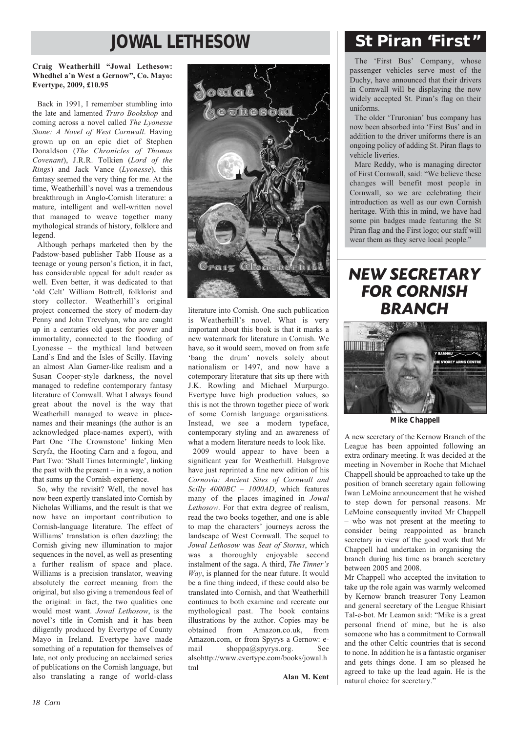# JOWAL LETHESOW

**Craig Weatherhill "Jowal Lethesow: Whedhel a'n West a Gernow", Co. Mayo: Evertype, 2009, £10.95**

Back in 1991, I remember stumbling into the late and lamented *Truro Bookshop* and coming across a novel called *The Lyonesse Stone: A Novel of West Cornwall*. Having grown up on an epic diet of Stephen Donaldson (*The Chronicles of Thomas Covenant*), J.R.R. Tolkien (*Lord of the Rings*) and Jack Vance (*Lyonesse*), this fantasy seemed the very thing for me. At the time, Weatherhill's novel was a tremendous breakthrough in Anglo-Cornish literature: a mature, intelligent and well-written novel that managed to weave together many mythological strands of history, folklore and legend.

Although perhaps marketed then by the Padstow-based publisher Tabb House as a teenage or young person's fiction, it in fact, has considerable appeal for adult reader as well. Even better, it was dedicated to that 'old Celt' William Bottrell, folklorist and story collector. Weatherhill's original project concerned the story of modern-day Penny and John Trevelyan, who are caught up in a centuries old quest for power and immortality, connected to the flooding of Lyonesse – the mythical land between Land's End and the Isles of Scilly. Having an almost Alan Garner-like realism and a Susan Cooper-style darkness, the novel managed to redefine contemporary fantasy literature of Cornwall. What I always found great about the novel is the way that Weatherhill managed to weave in place-names and their meanings (the author is an acknowledged place-names expert), with Part One 'The Crownstone' linking Men Scryfa, the Hooting Carn and a fogou, and Part Two: 'Shall Times Intermingle', linking the past with the present – in a way, a notion that sums up the Cornish experience.

So, why the revisit? Well, the novel has now been expertly translated into Cornish by Nicholas Williams, and the result is that we now have an important contribution to Cornish-language literature. The effect of Williams' translation is often dazzling; the Cornish giving new illumination to major sequences in the novel, as well as presenting a further realism of space and place. Williams is a precision translator, weaving absolutely the correct meaning from the original, but also giving a tremendous feel of the original: in fact, the two qualities one would most want. *Jowal Lethosow*, is the novel's title in Cornish and it has been diligently produced by Evertype of County Mayo in Ireland. Evertype have made something of a reputation for themselves of late, not only producing an acclaimed series of publications on the Cornish language, but also translating a range of world-class literature into Cornish. One such publication is Weatherhill's novel. What is very important about this book is that it marks a new watermark for literature in Cornish. We have, so it would seem, moved on from safe 'bang the drum' novels solely about nationalism or 1497, and now have a cotemporary literature that sits up there with J.K. Rowling and Michael Murpurgo. Evertype have high production values, so this is not the thrown together piece of work of some Cornish language organisations. Instead, we see a modern typeface, contemporary styling and an awareness of what a modern literature needs to look like.

2009 would appear to have been a significant year for Weatherhill. Halsgrove have just reprinted a fine new edition of his *Cornovia: Ancient Sites of Cornwall and Scilly 4000BC – 1000AD*, which features many of the places imagined in *Jowal Lethosow*. For that extra degree of realism, read the two books together, and one is able to map the characters' journeys across the landscape of West Cornwall. The sequel to *Jowal Lethosow* was *Seat of Storms*, which was a thoroughly enjoyable second instalment of the saga. A third, *The Tinner's Way*, is planned for the near future. It would be a fine thing indeed, if these could also be translated into Cornish, and that Weatherhill continues to both examine and recreate our mythological past. The book contains illustrations by the author. Copies may be obtained from Amazon.co.uk, from Amazon.com, or from Spyrys a Gernow: e-mail shoppa@spyrys.org. See alsohttp://www.evertype.com/books/jowal.html

**Alan M. Kent**

# St Piran 'First'

The 'First Bus' Company, whose passenger vehicles serve most of the Duchy, have announced that their drivers in Cornwall will be displaying the now widely accepted St. Piran's flag on their uniforms.

The older 'Truronian' bus company has now been absorbed into 'First Bus' and in addition to the driver uniforms there is an ongoing policy of adding St. Piran flags to vehicle liveries.

Marc Reddy, who is managing director of First Cornwall, said: "We believe these changes will benefit most people in Cornwall, so we are celebrating their introduction as well as our own Cornish heritage. With this in mind, we have had some pin badges made featuring the St Piran flag and the First logo; our staff will wear them as they serve local people."

# NEW SECRETARY FOR CORNISH BRANCH

**Mike Chappell**

A new secretary of the Kernow Branch of the League has been appointed following an extra ordinary meeting. It was decided at the meeting in November in Roche that Michael Chappell should be approached to take up the position of branch secretary again following Iwan LeMoine announcement that he wished to step down for personal reasons. Mr LeMoine consequently invited Mr Chappell – who was not present at the meeting to consider being reappointed as branch secretary in view of the good work that Mr Chappell had undertaken in organising the branch during his time as branch secretary between 2005 and 2008.

Mr Chappell who accepted the invitation to take up the role again was warmly welcomed by Kernow branch treasurer Tony Leamon and general secretary of the League Rhisiart Tal-e-bot. Mr Leamon said: "Mike is a great personal friend of mine, but he is also someone who has a commitment to Cornwall and the other Celtic countries that is second to none. In addition he is a fantastic organiser and gets things done. I am so pleased he agreed to take up the lead again. He is the natural choice for secretary."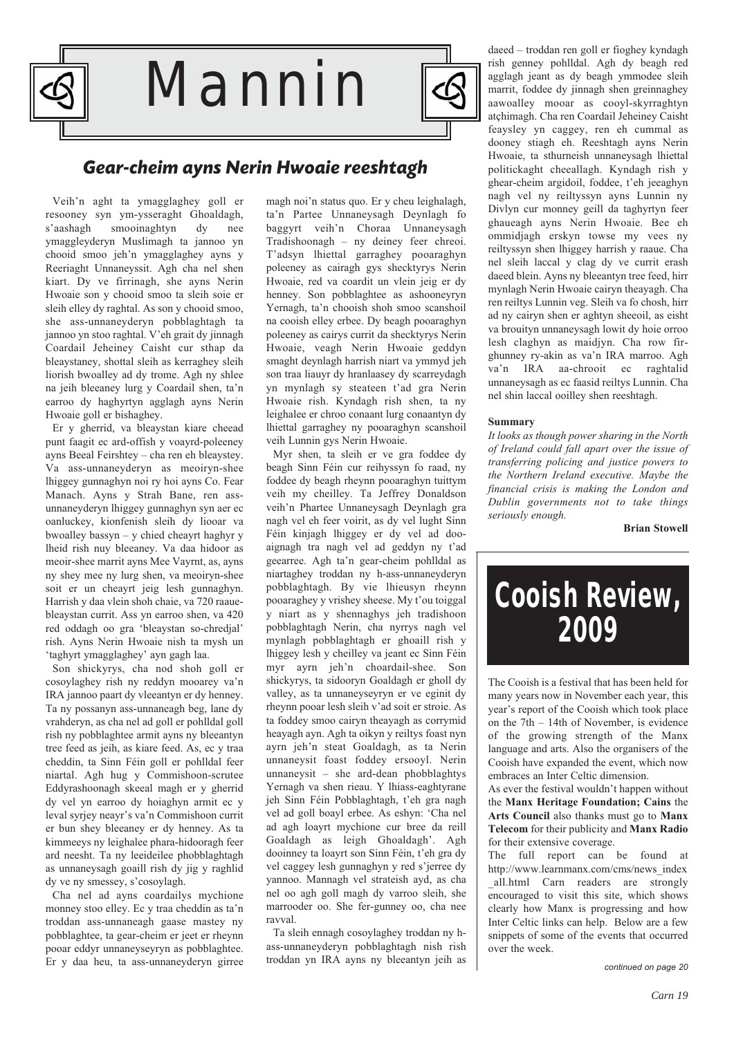# Mannin

## Gear-cheim ayns Nerin Hwoaie reeshtagh

Veih'n aght ta ymmagglaghey goll er resooney syn ym-ysseraght Ghoaldagh, s'aashagh smooinaghtyn dy nee ymmaggleyderyn Muslimagh ta jannoo yn chooid smoo jeh'n ymmagglaghey ayns y Reeriaght Unnaneyssit. Agh cha nel shen kiart. Dy ve firrinagh, she ayns Nerin Hwoaie son y chooid smoo ta sleih soie er sleih elley dy raghtal. As son y chooid smoo, she ass-unnaneyderyn pobblaghtagh ta jannoo yn stoo raghtal. V'eh grait dy jinnagh Coardail Jeheiney Caisht cur sthap da bleaystaney, shottal sleih as kerraghey sleih liorish bwoalley ad dy trome. Agh ny shlee na jeih bleeaney lurg y Coardail shen, ta'n earroo dy haghyrtyn agglagh ayns Nerin Hwoaie goll er bishaghey.

Er y gherrid, va bleaystan kiare cheead punt faagit ec ard-offish y voayrd-poleeney ayns Beeal Feirshtey – cha ren eh bleaystey. Va ass-unnaneyderyn as meoiryn-shee lhiggey gunnaghyn noi ry hoi ayns Co. Fear Manach. Ayns y Strah Bane, ren ass-unnaneyderyn lhiggey gunnaghyn syn aer ec oanluckey, kionfenish sleih dy liooar va bwoalley bassyn – y chied cheayrt haghyr y lheid rish nuy bleeaney. Va daa hidoor as meoir-shee marrit ayns Mee Vayrnt, as, ayns ny shey mee ny lurg shen, va meoiryn-shee soit er un cheayrt jeig lesh gunnaghyn. Harrish y daa vlein shoh chaie, va 720 raaue-bleaystan currit. Ass yn earroo shen, va 420 red oddagh oo gra 'bleaystan so-chredjal' rish. Ayns Nerin Hwoaie nish ta mysh un 'taghyrt ymmagglaghey' ayn gagh laa.

Son shickyrys, cha nod shoh goll er cosoylaghey rish ny reddyn mooarey va'n IRA jannoo paart dy vleeantyn er dy henney. Ta ny possanyn ass-unnaneagh beg, lane dy vrahderyn, as cha nel ad goll er pohlldal goll rish ny pobblaghtee armit ayns ny bleeantyn tree feed as jeih, as kiare feed. As, ec y traa cheddin, ta Sinn Féin goll er pohlldal feer niartal. Agh hug y Commishoon-scrutee Eddyrashoonagh skeeal magh er y gherrid dy vel yn earroo dy hoiaghyn armit ec y leval syrjey neayr's va'n Commishoon currit er bun shey bleeaney er dy henney. As ta kimmeeys ny leighalee phara-hidooragh feer ard neesht. Ta ny leeideilee phobblaghtagh as unnaneysagh goaill rish dy jig y raghlid dy ve ny smessey, s'cosoylagh.

Cha nel ad ayns coardailys mychione monney stoo elley. Ec y traa cheddin as ta'n troddan ass-unnaneagh gaase mastey ny pobblaghtee, ta gear-cheim er jeet er rheynn pooar eddyr unnaneyseyryn as pobblaghtee. Er y daa heu, ta ass-unnaneyderyn girree magh noi'n status quo. Er y cheu leighalagh, ta'n Partee Unnaneysagh Deynlagh fo baggyrt veih'n Choraa Unnaneysagh Tradishoonagh – ny deiney feer chreoi. T'adsyn lhiettal garraghey pooaraghyn poleeney as cairagh gys shecktyrys Nerin Hwoaie, red va coardit un vlein jeig er dy henney. Son pobblaghtee as ashooneyryn Yernagh, ta'n chooish shoh smoo scanshoil na cooish elley erbee. Dy beagh pooaraghyn poleeney as cairys currit da shecktyrys Nerin Hwoaie, veagh Nerin Hwoaie geddyn smaght deynlagh harrish niart va ymmyd jeh son traa liauyr dy hranlaasey dy scarreydagh yn mynlagh sy steateen t'ad gra Nerin Hwoaie rish. Kyndagh rish shen, ta ny leighalee er chroo conaant lurg conaantyn dy lhiettal garraghey ny pooaraghyn scanshoil veih Lunnin gys Nerin Hwoaie.

Myr shen, ta sleih er ve gra foddee dy beagh Sinn Féin cur reihyssyn fo raad, ny foddee dy beagh rheynn pooaraghyn tuittym veih my cheilley. Ta Jeffrey Donaldson veih'n Phartee Unnaneysagh Deynlagh gra nagh vel eh feer voirit, as dy vel lught Sinn Féin kinjagh lhiggey er dy vel ad doo-aignagh tra nagh vel ad geddyn ny t'ad geearree. Agh ta'n gear-cheim pohlldal as niartaghey troddan ny h-ass-unnaneyderyn pobblaghtagh. By vie lhieusyn rheynn pooaraghey y vrishey sheese. My t'ou toiggal y niart as y shennaghys jeh tradishoon pobblaghtagh Nerin, cha nyrrys nagh vel mynlagh pobblaghtagh er ghoaill rish y lhiggey lesh y cheilley va jeant ec Sinn Féin myr ayrn jeh'n choardail-shee. Son shickyrys, ta sidooryn Goaldagh er gholl dy valley, as ta unnaneyseyryn er ve eginit dy rheynn pooar lesh sleih v'ad soit er stroie. As ta foddey smoo cairyn theayagh as corrymid heayagh ayn. Agh ta oikyn y reiltys foast nyn ayrn jeh'n steat Goaldagh, as ta Nerin unnaneysit foast foddey ersooyl. Nerin unnaneysit – she ard-dean phobblaghtys Yernagh va shen rieau. Y lhiass-eaghtyrane jeh Sinn Féin Pobblaghtagh, t'eh gra nagh vel ad goll boayl erbee. As eshyn: 'Cha nel ad agh loayrt mychione cur bree da reill Goaldagh as leigh Ghoaldagh'. Agh dooinney ta loayrt son Sinn Féin, t'eh gra dy vel caggey lesh gunnaghyn y red s'jerree dy yannoo. Mannagh vel strateish ayd, as cha nel oo agh goll magh dy varroo sleih, she marrooder oo. She fer-gunney oo, cha nee ravval.

Ta sleih ennagh cosoylaghey troddan ny h-ass-unnaneyderyn pobblaghtagh nish rish troddan yn IRA ayns ny bleeantyn jeih as daeed – troddan ren goll er fioghey kyndagh rish genney pohlldal. Agh dy beagh red agglagh jeant as dy beagh ymmodee sleih marrit, foddee dy jinnagh shen greinnaghey aawoalley mooar as cooyl-skyrraghtyn atçhimagh. Cha ren Coardail Jeheiney Caisht feaysley yn caggey, ren eh cummal as dooney stiagh eh. Reeshtagh ayns Nerin Hwoaie, ta sthurneish unnaneysagh lhiettal politickaght cheeallagh. Kyndagh rish y ghear-cheim argidoil, foddee, t'eh jeeaghyn nagh vel ny reiltyssyn ayns Lunnin ny Divlyn cur monney geill da taghyrtyn feer ghaueagh ayns Nerin Hwoaie. Bee eh ommidjagh erskyn towse my vees ny reiltyssyn shen lhiggey harrish y raaue. Cha nel sleih laccal y clag dy ve currit erash daeed blein. Ayns ny bleeantyn tree feed, hirr mynlagh Nerin Hwoaie cairyn theayagh. Cha ren reiltys Lunnin veg. Sleih va fo chosh, hirr ad ny cairyn shen er aghtyn sheeoil, as eisht va brouityn unnaneysagh lowit dy hoie orroo lesh claghyn as maidjyn. Cha row fir-ghunney ry-akin as va'n IRA marroo. Agh va'n IRA aa-chrooit ec raghtalid unnaneysagh as ec faasid reiltys Lunnin. Cha nel shin laccal ooilley shen reeshtagh.

**Summary**

*It looks as though power sharing in the North of Ireland could fall apart over the issue of transferring policing and justice powers to the Northern Ireland executive. Maybe the financial crisis is making the London and Dublin governments not to take things seriously enough.*

**Brian Stowell**

# Cooish Review, 2009

The Cooish is a festival that has been held for many years now in November each year, this year's report of the Cooish which took place on the 7th – 14th of November, is evidence of the growing strength of the Manx language and arts. Also the organisers of the Cooish have expanded the event, which now embraces an Inter Celtic dimension.

As ever the festival wouldn't happen without the **Manx Heritage Foundation; Cains** the **Arts Council** also thanks must go to **Manx Telecom** for their publicity and **Manx Radio** for their extensive coverage.

The full report can be found at http://www.learnmanx.com/cms/news_index_all.html Carn readers are strongly encouraged to visit this site, which shows clearly how Manx is progressing and how Inter Celtic links can help. Below are a few snippets of some of the events that occurred over the week.

*continued on page 20*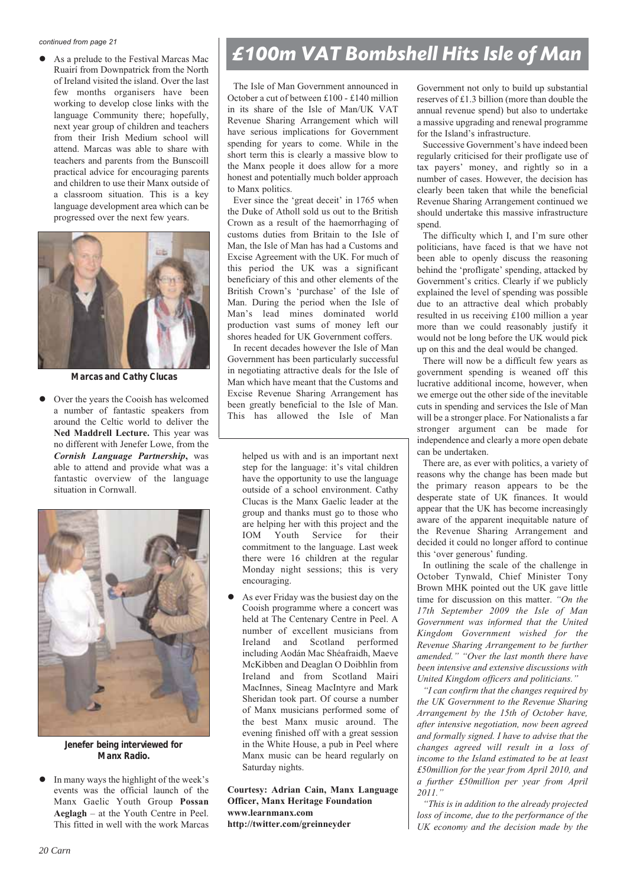*continued from page 21*

- As a prelude to the Festival Marcas Mac Ruairí from Downpatrick from the North of Ireland visited the island. Over the last few months organisers have been working to develop close links with the language Community there; hopefully, next year group of children and teachers from their Irish Medium school will attend. Marcas was able to share with teachers and parents from the Bunscoill practical advice for encouraging parents and children to use their Manx outside of a classroom situation. This is a key language development area which can be progressed over the next few years.

**Marcas and Cathy Clucas**

- Over the years the Cooish has welcomed a number of fantastic speakers from around the Celtic world to deliver the **Ned Maddrell Lecture.** This year was no different with Jenefer Lowe, from the ***Cornish Language Partnership***, was able to attend and provide what was a fantastic overview of the language situation in Cornwall.

**Jenefer being interviewed for Manx Radio.**

- In many ways the highlight of the week's events was the official launch of the Manx Gaelic Youth Group **Possan Aeglagh** – at the Youth Centre in Peel. This fitted in well with the work Marcas helped us with and is an important next step for the language: it's vital children have the opportunity to use the language outside of a school environment. Cathy Clucas is the Manx Gaelic leader at the group and thanks must go to those who are helping her with this project and the IOM Youth Service for their commitment to the language. Last week there were 16 children at the regular Monday night sessions; this is very encouraging.

- As ever Friday was the busiest day on the Cooish programme where a concert was held at The Centenary Centre in Peel. A number of excellent musicians from Ireland and Scotland performed including Aodán Mac Shéafraidh, Maeve McKibben and Deaglan O Doibhlin from Ireland and from Scotland Mairi MacInnes, Sineag MacIntyre and Mark Sheridan took part. Of course a number of Manx musicians performed some of the best Manx music around. The evening finished off with a great session in the White House, a pub in Peel where Manx music can be heard regularly on Saturday nights.

**Courtesy: Adrian Cain, Manx Language Officer, Manx Heritage Foundation**
**www.learnmanx.com**
**http://twitter.com/greinneyder**

# £100m VAT Bombshell Hits Isle of Man

The Isle of Man Government announced in October a cut of between £100 - £140 million in its share of the Isle of Man/UK VAT Revenue Sharing Arrangement which will have serious implications for Government spending for years to come. While in the short term this is clearly a massive blow to the Manx people it does allow for a more honest and potentially much bolder approach to Manx politics.

Ever since the 'great deceit' in 1765 when the Duke of Atholl sold us out to the British Crown as a result of the haemorrhaging of customs duties from Britain to the Isle of Man, the Isle of Man has had a Customs and Excise Agreement with the UK. For much of this period the UK was a significant beneficiary of this and other elements of the British Crown's 'purchase' of the Isle of Man. During the period when the Isle of Man's lead mines dominated world production vast sums of money left our shores headed for UK Government coffers.

In recent decades however the Isle of Man Government has been particularly successful in negotiating attractive deals for the Isle of Man which have meant that the Customs and Excise Revenue Sharing Arrangement has been greatly beneficial to the Isle of Man. This has allowed the Isle of Man Government not only to build up substantial reserves of £1.3 billion (more than double the annual revenue spend) but also to undertake a massive upgrading and renewal programme for the Island's infrastructure.

Successive Government's have indeed been regularly criticised for their profligate use of tax payers' money, and rightly so in a number of cases. However, the decision has clearly been taken that while the beneficial Revenue Sharing Arrangement continued we should undertake this massive infrastructure spend.

The difficulty which I, and I'm sure other politicians, have faced is that we have not been able to openly discuss the reasoning behind the 'profligate' spending, attacked by Government's critics. Clearly if we publicly explained the level of spending was possible due to an attractive deal which probably resulted in us receiving £100 million a year more than we could reasonably justify it would not be long before the UK would pick up on this and the deal would be changed.

There will now be a difficult few years as government spending is weaned off this lucrative additional income, however, when we emerge out the other side of the inevitable cuts in spending and services the Isle of Man will be a stronger place. For Nationalists a far stronger argument can be made for independence and clearly a more open debate can be undertaken.

There are, as ever with politics, a variety of reasons why the change has been made but the primary reason appears to be the desperate state of UK finances. It would appear that the UK has become increasingly aware of the apparent inequitable nature of the Revenue Sharing Arrangement and decided it could no longer afford to continue this 'over generous' funding.

In outlining the scale of the challenge in October Tynwald, Chief Minister Tony Brown MHK pointed out the UK gave little time for discussion on this matter. *"On the 17th September 2009 the Isle of Man Government was informed that the United Kingdom Government wished for the Revenue Sharing Arrangement to be further amended." "Over the last month there have been intensive and extensive discussions with United Kingdom officers and politicians."*

*"I can confirm that the changes required by the UK Government to the Revenue Sharing Arrangement by the 15th of October have, after intensive negotiation, now been agreed and formally signed. I have to advise that the changes agreed will result in a loss of income to the Island estimated to be at least £50million for the year from April 2010, and a further £50million per year from April 2011."*

*"This is in addition to the already projected loss of income, due to the performance of the UK economy and the decision made by the*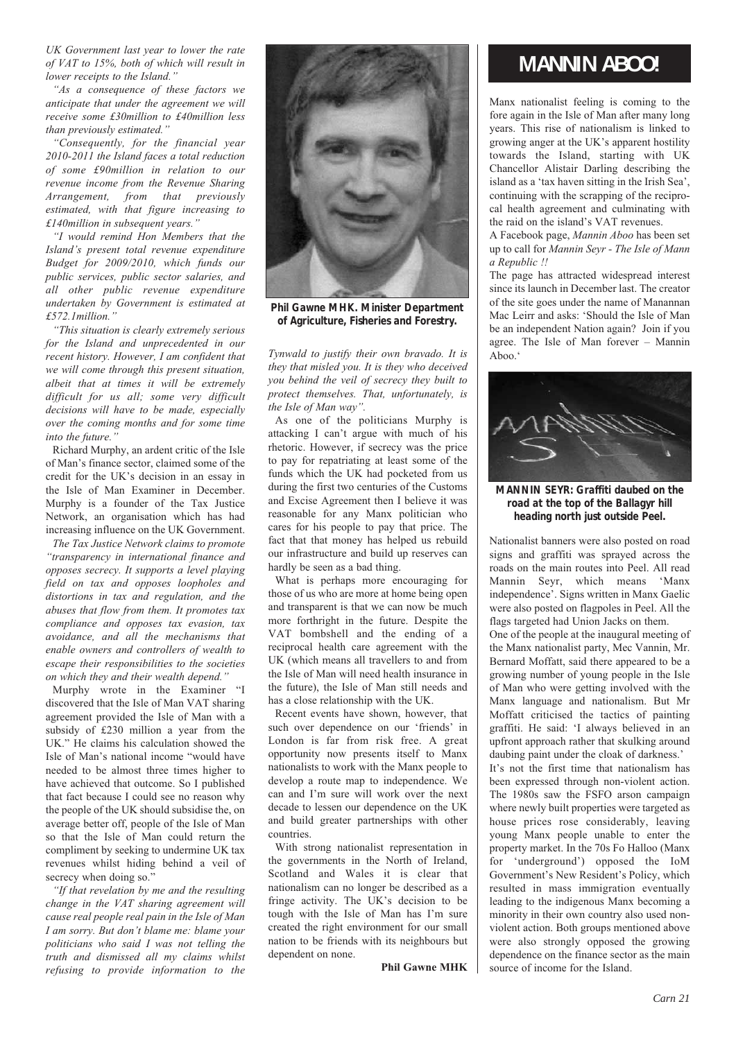*UK Government last year to lower the rate of VAT to 15%, both of which will result in lower receipts to the Island."*

*"As a consequence of these factors we anticipate that under the agreement we will receive some £30million to £40million less than previously estimated."*

*"Consequently, for the financial year 2010-2011 the Island faces a total reduction of some £90million in relation to our revenue income from the Revenue Sharing Arrangement, from that previously estimated, with that figure increasing to £140million in subsequent years."*

*"I would remind Hon Members that the Island's present total revenue expenditure Budget for 2009/2010, which funds our public services, public sector salaries, and all other public revenue expenditure undertaken by Government is estimated at £572.1million."*

*"This situation is clearly extremely serious for the Island and unprecedented in our recent history. However, I am confident that we will come through this present situation, albeit that at times it will be extremely difficult for us all; some very difficult decisions will have to be made, especially over the coming months and for some time into the future."*

Richard Murphy, an ardent critic of the Isle of Man's finance sector, claimed some of the credit for the UK's decision in an essay in the Isle of Man Examiner in December. Murphy is a founder of the Tax Justice Network, an organisation which has had increasing influence on the UK Government.

*The Tax Justice Network claims to promote "transparency in international finance and opposes secrecy. It supports a level playing field on tax and opposes loopholes and distortions in tax and regulation, and the abuses that flow from them. It promotes tax compliance and opposes tax evasion, tax avoidance, and all the mechanisms that enable owners and controllers of wealth to escape their responsibilities to the societies on which they and their wealth depend."*

Murphy wrote in the Examiner "I discovered that the Isle of Man VAT sharing agreement provided the Isle of Man with a subsidy of £230 million a year from the UK." He claims his calculation showed the Isle of Man's national income "would have needed to be almost three times higher to have achieved that outcome. So I published that fact because I could see no reason why the people of the UK should subsidise the, on average better off, people of the Isle of Man so that the Isle of Man could return the compliment by seeking to undermine UK tax revenues whilst hiding behind a veil of secrecy when doing so."

*"If that revelation by me and the resulting change in the VAT sharing agreement will cause real people real pain in the Isle of Man I am sorry. But don't blame me: blame your politicians who said I was not telling the truth and dismissed all my claims whilst refusing to provide information to the Tynwald to justify their own bravado. It is they that misled you. It is they who deceived you behind the veil of secrecy they built to protect themselves. That, unfortunately, is the Isle of Man way".*

**Phil Gawne MHK. Minister Department of Agriculture, Fisheries and Forestry.**

As one of the politicians Murphy is attacking I can't argue with much of his rhetoric. However, if secrecy was the price to pay for repatriating at least some of the funds which the UK had pocketed from us during the first two centuries of the Customs and Excise Agreement then I believe it was reasonable for any Manx politician who cares for his people to pay that price. The fact that that money has helped us rebuild our infrastructure and build up reserves can hardly be seen as a bad thing.

What is perhaps more encouraging for those of us who are more at home being open and transparent is that we can now be much more forthright in the future. Despite the VAT bombshell and the ending of a reciprocal health care agreement with the UK (which means all travellers to and from the Isle of Man will need health insurance in the future), the Isle of Man still needs and has a close relationship with the UK.

Recent events have shown, however, that such over dependence on our 'friends' in London is far from risk free. A great opportunity now presents itself to Manx nationalists to work with the Manx people to develop a route map to independence. We can and I'm sure will work over the next decade to lessen our dependence on the UK and build greater partnerships with other countries.

With strong nationalist representation in the governments in the North of Ireland, Scotland and Wales it is clear that nationalism can no longer be described as a fringe activity. The UK's decision to be tough with the Isle of Man has I'm sure created the right environment for our small nation to be friends with its neighbours but dependent on none.

**Phil Gawne MHK**

# MANNIN ABOO!

Manx nationalist feeling is coming to the fore again in the Isle of Man after many long years. This rise of nationalism is linked to growing anger at the UK's apparent hostility towards the Island, starting with UK Chancellor Alistair Darling describing the island as a 'tax haven sitting in the Irish Sea', continuing with the scrapping of the reciprocal health agreement and culminating with the raid on the island's VAT revenues.

A Facebook page, *Mannin Aboo* has been set up to call for *Mannin Seyr - The Isle of Mann a Republic !!*

The page has attracted widespread interest since its launch in December last. The creator of the site goes under the name of Manannan Mac Leirr and asks: 'Should the Isle of Man be an independent Nation again? Join if you agree. The Isle of Man forever – Mannin Aboo.'

**MANNIN SEYR: Graffiti daubed on the road at the top of the Ballagyr hill heading north just outside Peel.**

Nationalist banners were also posted on road signs and graffiti was sprayed across the roads on the main routes into Peel. All read Mannin Seyr, which means 'Manx independence'. Signs written in Manx Gaelic were also posted on flagpoles in Peel. All the flags targeted had Union Jacks on them.

One of the people at the inaugural meeting of the Manx nationalist party, Mec Vannin, Mr. Bernard Moffatt, said there appeared to be a growing number of young people in the Isle of Man who were getting involved with the Manx language and nationalism. But Mr Moffatt criticised the tactics of painting graffiti. He said: 'I always believed in an upfront approach rather that skulking around daubing paint under the cloak of darkness.'

It's not the first time that nationalism has been expressed through non-violent action. The 1980s saw the FSFO arson campaign where newly built properties were targeted as house prices rose considerably, leaving young Manx people unable to enter the property market. In the 70s Fo Halloo (Manx for 'underground') opposed the IoM Government's New Resident's Policy, which resulted in mass immigration eventually leading to the indigenous Manx becoming a minority in their own country also used non-violent action. Both groups mentioned above were also strongly opposed the growing dependence on the finance sector as the main source of income for the Island.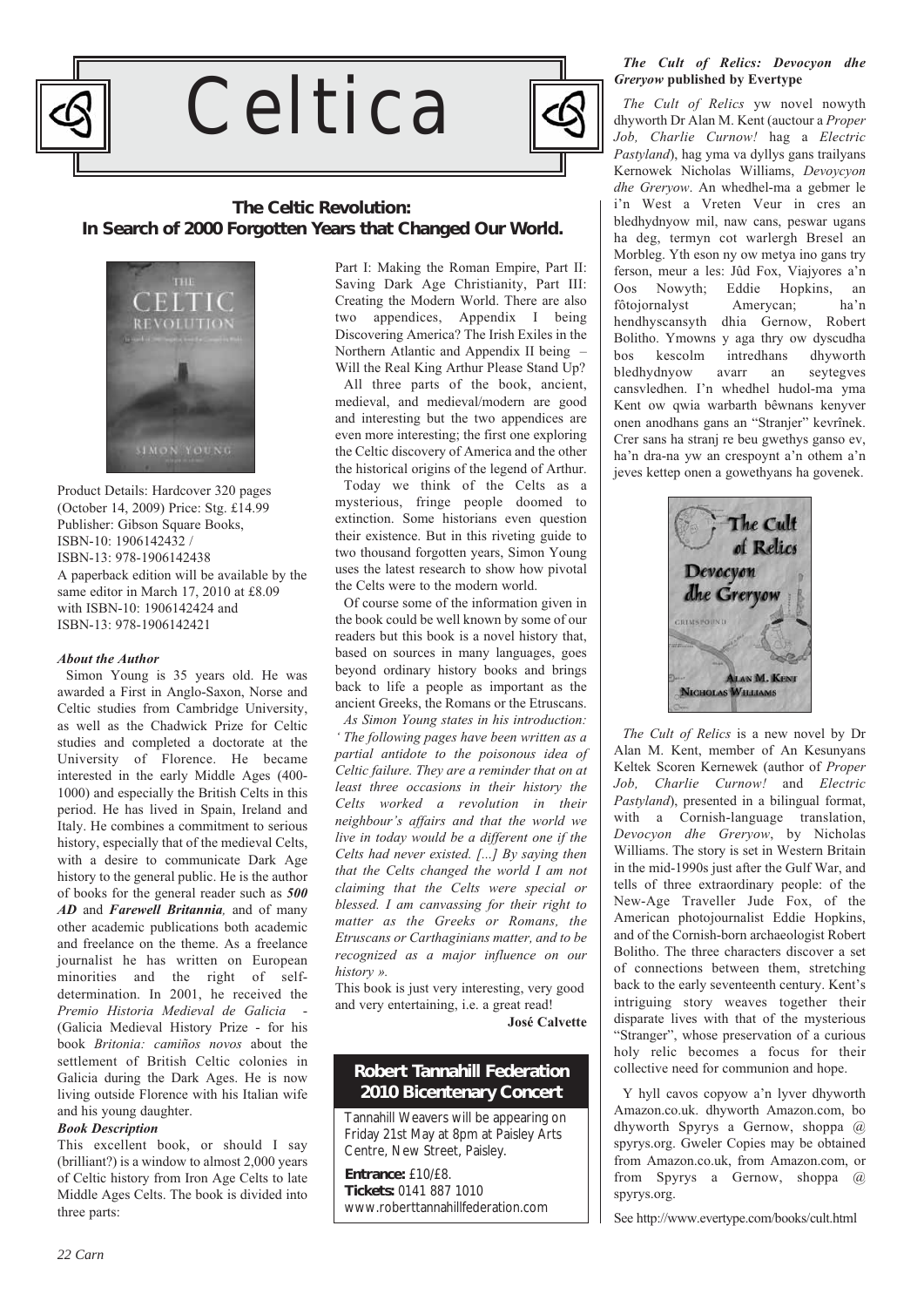# Celtica

## The Celtic Revolution: In Search of 2000 Forgotten Years that Changed Our World.

Product Details: Hardcover 320 pages (October 14, 2009) Price: Stg. £14.99
Publisher: Gibson Square Books,
ISBN-10: 1906142432 /
ISBN-13: 978-1906142438
A paperback edition will be available by the same editor in March 17, 2010 at £8.09 with ISBN-10: 1906142424 and ISBN-13: 978-1906142421

### *About the Author*

Simon Young is 35 years old. He was awarded a First in Anglo-Saxon, Norse and Celtic studies from Cambridge University, as well as the Chadwick Prize for Celtic studies and completed a doctorate at the University of Florence. He became interested in the early Middle Ages (400-1000) and especially the British Celts in this period. He has lived in Spain, Ireland and Italy. He combines a commitment to serious history, especially that of the medieval Celts, with a desire to communicate Dark Age history to the general public. He is the author of books for the general reader such as ***500 AD*** and ***Farewell Britannia,*** and of many other academic publications both academic and freelance on the theme. As a freelance journalist he has written on European minorities and the right of self-determination. In 2001, he received the *Premio Historia Medieval de Galicia* - (Galicia Medieval History Prize - for his book *Britonia: camiños novos* about the settlement of British Celtic colonies in Galicia during the Dark Ages. He is now living outside Florence with his Italian wife and his young daughter.

### *Book Description*

This excellent book, or should I say (brilliant?) is a window to almost 2,000 years of Celtic history from Iron Age Celts to late Middle Ages Celts. The book is divided into three parts:

Part I: Making the Roman Empire, Part II: Saving Dark Age Christianity, Part III: Creating the Modern World. There are also two appendices, Appendix I being Discovering America? The Irish Exiles in the Northern Atlantic and Appendix II being – Will the Real King Arthur Please Stand Up?

All three parts of the book, ancient, medieval, and medieval/modern are good and interesting but the two appendices are even more interesting; the first one exploring the Celtic discovery of America and the other the historical origins of the legend of Arthur.

Today we think of the Celts as a mysterious, fringe people doomed to extinction. Some historians even question their existence. But in this riveting guide to two thousand forgotten years, Simon Young uses the latest research to show how pivotal the Celts were to the modern world.

Of course some of the information given in the book could be well known by some of our readers but this book is a novel history that, based on sources in many languages, goes beyond ordinary history books and brings back to life a people as important as the ancient Greeks, the Romans or the Etruscans.

*As Simon Young states in his introduction: ' The following pages have been written as a partial antidote to the poisonous idea of Celtic failure. They are a reminder that on at least three occasions in their history the Celts worked a revolution in their neighbour's affairs and that the world we live in today would be a different one if the Celts had never existed. [...] By saying then that the Celts changed the world I am not claiming that the Celts were special or blessed. I am canvassing for their right to matter as the Greeks or Romans, the Etruscans or Carthaginians matter, and to be recognized as a major influence on our history ».*

This book is just very interesting, very good and very entertaining, i.e. a great read!

**José Calvette**

## Robert Tannahill Federation 2010 Bicentenary Concert

Tannahill Weavers will be appearing on Friday 21st May at 8pm at Paisley Arts Centre, New Street, Paisley.

**Entrance:** £10/£8.
**Tickets:** 0141 887 1010
www.roberttannahillfederation.com

### ***The Cult of Relics: Devocyon dhe Greryow* published by Evertype**

*The Cult of Relics* yw novel nowyth dhyworth Dr Alan M. Kent (auctour a *Proper Job, Charlie Curnow!* hag a *Electric Pastyland*), hag yma va dyllys gans trailyans Kernowek Nicholas Williams, *Devoycyon dhe Greryow*. An whedhel-ma a gebmer le i'n West a Vreten Veur in cres an bledhdynyow mil, naw cans, peswar ugans ha deg, termyn cot warlergh Bresel an Morbleg. Yth eson ny ow metya ino gans try ferson, meur a les: Jûd Fox, Viajyores a'n Oos Nowyth; Eddie Hopkins, an fôtojornalyst Amerycan; ha'n hendhyscansyth dhia Gernow, Robert Bolitho. Ymowns y aga thry ow dyscudha bos kescolm intredhans dhyworth bledhdynyow avarr an seytegves cansvledhen. I'n whedhel hudol-ma yma Kent ow qwia warbarth bêwnans kenyver onen anodhans gans an "Stranjer" kevrînek. Crer sans ha stranj re beu gwethys ganso ev, ha'n dra-na yw an crespoynt a'n othem a'n jeves kettep onen a gowethyans ha govenek.

*The Cult of Relics* is a new novel by Dr Alan M. Kent, member of An Kesunyans Keltek Scoren Kernewek (author of *Proper Job, Charlie Curnow!* and *Electric Pastyland*), presented in a bilingual format, with a Cornish-language translation, *Devocyon dhe Greryow*, by Nicholas Williams. The story is set in Western Britain in the mid-1990s just after the Gulf War, and tells of three extraordinary people: of the New-Age Traveller Jude Fox, of the American photojournalist Eddie Hopkins, and of the Cornish-born archaeologist Robert Bolitho. The three characters discover a set of connections between them, stretching back to the early seventeenth century. Kent's intriguing story weaves together their disparate lives with that of the mysterious "Stranger", whose preservation of a curious holy relic becomes a focus for their collective need for communion and hope.

Y hyll cavos copyow a'n lyver dhyworth Amazon.co.uk. dhyworth Amazon.com, bo dhyworth Spyrys a Gernow, shoppa @ spyrys.org. Gweler Copies may be obtained from Amazon.co.uk, from Amazon.com, or from Spyrys a Gernow, shoppa @ spyrys.org.

See http://www.evertype.com/books/cult.html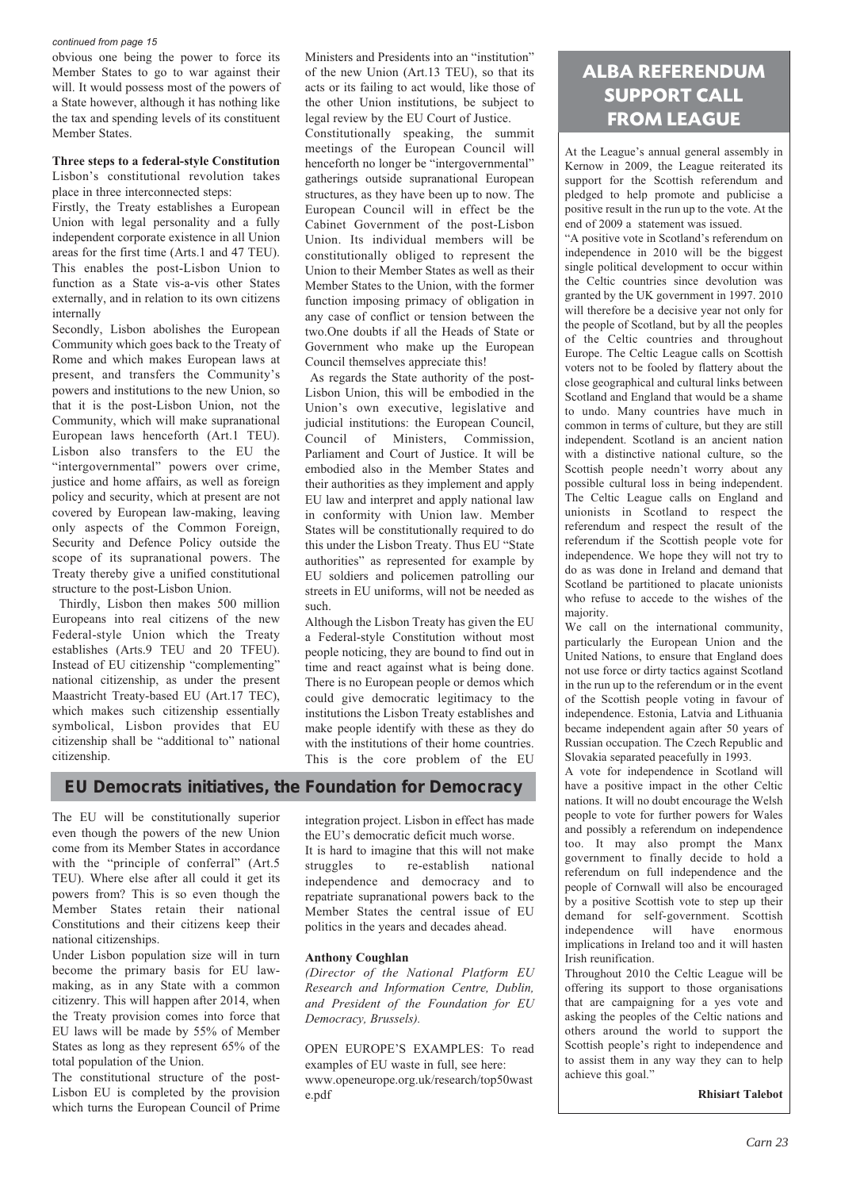*continued from page 15*

obvious one being the power to force its Member States to go to war against their will. It would possess most of the powers of a State however, although it has nothing like the tax and spending levels of its constituent Member States.

**Three steps to a federal-style Constitution**

Lisbon's constitutional revolution takes place in three interconnected steps:

Firstly, the Treaty establishes a European Union with legal personality and a fully independent corporate existence in all Union areas for the first time (Arts.1 and 47 TEU). This enables the post-Lisbon Union to function as a State vis-a-vis other States externally, and in relation to its own citizens internally

Secondly, Lisbon abolishes the European Community which goes back to the Treaty of Rome and which makes European laws at present, and transfers the Community's powers and institutions to the new Union, so that it is the post-Lisbon Union, not the Community, which will make supranational European laws henceforth (Art.1 TEU). Lisbon also transfers to the EU the "intergovernmental" powers over crime, justice and home affairs, as well as foreign policy and security, which at present are not covered by European law-making, leaving only aspects of the Common Foreign, Security and Defence Policy outside the scope of its supranational powers. The Treaty thereby give a unified constitutional structure to the post-Lisbon Union.

Thirdly, Lisbon then makes 500 million Europeans into real citizens of the new Federal-style Union which the Treaty establishes (Arts.9 TEU and 20 TFEU). Instead of EU citizenship "complementing" national citizenship, as under the present Maastricht Treaty-based EU (Art.17 TEC), which makes such citizenship essentially symbolical, Lisbon provides that EU citizenship shall be "additional to" national citizenship.

The EU will be constitutionally superior even though the powers of the new Union come from its Member States in accordance with the "principle of conferral" (Art.5 TEU). Where else after all could it get its powers from? This is so even though the Member States retain their national Constitutions and their citizens keep their national citizenships.

Under Lisbon population size will in turn become the primary basis for EU law-making, as in any State with a common citizenry. This will happen after 2014, when the Treaty provision comes into force that EU laws will be made by 55% of Member States as long as they represent 65% of the total population of the Union.

The constitutional structure of the post-Lisbon EU is completed by the provision which turns the European Council of Prime Ministers and Presidents into an "institution" of the new Union (Art.13 TEU), so that its acts or its failing to act would, like those of the other Union institutions, be subject to legal review by the EU Court of Justice.

Constitutionally speaking, the summit meetings of the European Council will henceforth no longer be "intergovernmental" gatherings outside supranational European structures, as they have been up to now. The European Council will in effect be the Cabinet Government of the post-Lisbon Union. Its individual members will be constitutionally obliged to represent the Union to their Member States as well as their Member States to the Union, with the former function imposing primacy of obligation in any case of conflict or tension between the two.One doubts if all the Heads of State or Government who make up the European Council themselves appreciate this!

As regards the State authority of the post-Lisbon Union, this will be embodied in the Union's own executive, legislative and judicial institutions: the European Council, Council of Ministers, Commission, Parliament and Court of Justice. It will be embodied also in the Member States and their authorities as they implement and apply EU law and interpret and apply national law in conformity with Union law. Member States will be constitutionally required to do this under the Lisbon Treaty. Thus EU "State authorities" as represented for example by EU soldiers and policemen patrolling our streets in EU uniforms, will not be needed as such.

Although the Lisbon Treaty has given the EU a Federal-style Constitution without most people noticing, they are bound to find out in time and react against what is being done. There is no European people or demos which could give democratic legitimacy to the institutions the Lisbon Treaty establishes and make people identify with these as they do with the institutions of their home countries. This is the core problem of the EU integration project. Lisbon in effect has made the EU's democratic deficit much worse.

It is hard to imagine that this will not make struggles to re-establish national independence and democracy and to repatriate supranational powers back to the Member States the central issue of EU politics in the years and decades ahead.

**Anthony Coughlan**

*(Director of the National Platform EU Research and Information Centre, Dublin, and President of the Foundation for EU Democracy, Brussels).*

OPEN EUROPE'S EXAMPLES: To read examples of EU waste in full, see here: www.openeurope.org.uk/research/top50waste.pdf

## EU Democrats initiatives, the Foundation for Democracy

## ALBA REFERENDUM SUPPORT CALL FROM LEAGUE

At the League's annual general assembly in Kernow in 2009, the League reiterated its support for the Scottish referendum and pledged to help promote and publicise a positive result in the run up to the vote. At the end of 2009 a statement was issued.

"A positive vote in Scotland's referendum on independence in 2010 will be the biggest single political development to occur within the Celtic countries since devolution was granted by the UK government in 1997. 2010 will therefore be a decisive year not only for the people of Scotland, but by all the peoples of the Celtic countries and throughout Europe. The Celtic League calls on Scottish voters not to be fooled by flattery about the close geographical and cultural links between Scotland and England that would be a shame to undo. Many countries have much in common in terms of culture, but they are still independent. Scotland is an ancient nation with a distinctive national culture, so the Scottish people needn't worry about any possible cultural loss in being independent. The Celtic League calls on England and unionists in Scotland to respect the referendum and respect the result of the referendum if the Scottish people vote for independence. We hope they will not try to do as was done in Ireland and demand that Scotland be partitioned to placate unionists who refuse to accede to the wishes of the majority.

We call on the international community, particularly the European Union and the United Nations, to ensure that England does not use force or dirty tactics against Scotland in the run up to the referendum or in the event of the Scottish people voting in favour of independence. Estonia, Latvia and Lithuania became independent again after 50 years of Russian occupation. The Czech Republic and Slovakia separated peacefully in 1993.

A vote for independence in Scotland will have a positive impact in the other Celtic nations. It will no doubt encourage the Welsh people to vote for further powers for Wales and possibly a referendum on independence too. It may also prompt the Manx government to finally decide to hold a referendum on full independence and the people of Cornwall will also be encouraged by a positive Scottish vote to step up their demand for self-government. Scottish independence will have enormous implications in Ireland too and it will hasten Irish reunification.

Throughout 2010 the Celtic League will be offering its support to those organisations that are campaigning for a yes vote and asking the peoples of the Celtic nations and others around the world to support the Scottish people's right to independence and to assist them in any way they can to help achieve this goal."

**Rhisiart Talebot**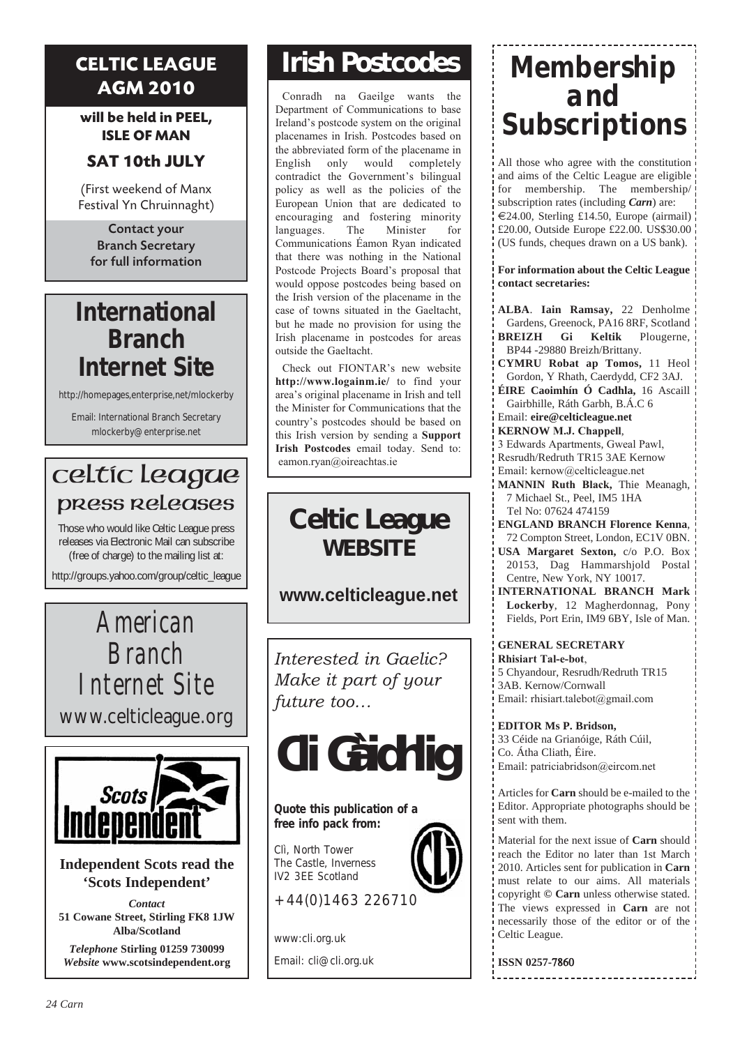## CELTIC LEAGUE AGM 2010

**will be held in PEEL, ISLE OF MAN**

**SAT 10th JULY**

(First weekend of Manx Festival Yn Chruinnaght)

**Contact your Branch Secretary for full information**

## International Branch Internet Site

http://homepages,enterprise,net/mlockerby

Email: International Branch Secretary mlockerby@enterprise.net

## celtic league press releases

Those who would like Celtic League press releases via Electronic Mail can subscribe (free of charge) to the mailing list at:

http://groups.yahoo.com/group/celtic_league

## American Branch Internet Site

www.celticleague.org

Scots Independent

**Independent Scots read the 'Scots Independent'**

***Contact***
**51 Cowane Street, Stirling FK8 1JW Alba/Scotland**

***Telephone*** **Stirling 01259 730099**
***Website*** **www.scotsindependent.org**

## Irish Postcodes

Conradh na Gaeilge wants the Department of Communications to base Ireland's postcode system on the original placenames in Irish. Postcodes based on the abbreviated form of the placename in English only would completely contradict the Government's bilingual policy as well as the policies of the European Union that are dedicated to encouraging and fostering minority languages. The Minister for Communications Éamon Ryan indicated that there was nothing in the National Postcode Projects Board's proposal that would oppose postcodes being based on the Irish version of the placename in the case of towns situated in the Gaeltacht, but he made no provision for using the Irish placename in postcodes for areas outside the Gaeltacht.

Check out FIONTAR's new website **http://www.logainm.ie/** to find your area's original placename in Irish and tell the Minister for Communications that the country's postcodes should be based on this Irish version by sending a **Support Irish Postcodes** email today. Send to: eamon.ryan@oireachtas.ie

## Celtic League WEBSITE

**www.celticleague.net**

*Interested in Gaelic? Make it part of your future too…*

**Clì Gàidhlig**

**Quote this publication of a free info pack from:**

Clì, North Tower
The Castle, Inverness
IV2 3EE Scotland

+44(0)1463 226710

www:cli.org.uk

Email: cli@cli.org.uk

## Membership and Subscriptions

All those who agree with the constitution and aims of the Celtic League are eligible for membership. The membership/ subscription rates (including ***Carn***) are: €24.00, Sterling £14.50, Europe (airmail) £20.00, Outside Europe £22.00. US$30.00 (US funds, cheques drawn on a US bank).

**For information about the Celtic League contact secretaries:**

**ALBA**. **Iain Ramsay,** 22 Denholme Gardens, Greenock, PA16 8RF, Scotland
**BREIZH Gi Keltik** Plougerne, BP44 -29880 Breizh/Brittany.
**CYMRU Robat ap Tomos,** 11 Heol Gordon, Y Rhath, Caerdydd, CF2 3AJ.
**ÉIRE Caoimhín Ó Cadhla,** 16 Ascaill Gairbhile, Ráth Garbh, B.Á.C 6
Email: **eire@celticleague.net**
**KERNOW M.J. Chappell**,
3 Edwards Apartments, Gweal Pawl, Resrudh/Redruth TR15 3AE Kernow
Email: kernow@celticleague.net
**MANNIN Ruth Black,** Thie Meanagh, 7 Michael St., Peel, IM5 1HA
Tel No: 07624 474159
**ENGLAND BRANCH Florence Kenna**, 72 Compton Street, London, EC1V 0BN.
**USA Margaret Sexton,** c/o P.O. Box 20153, Dag Hammarshjold Postal Centre, New York, NY 10017.
**INTERNATIONAL BRANCH Mark Lockerby**, 12 Magherdonnag, Pony Fields, Port Erin, IM9 6BY, Isle of Man.

**GENERAL SECRETARY**
**Rhisiart Tal-e-bot**,
5 Chyandour, Resrudh/Redruth TR15 3AB. Kernow/Cornwall
Email: rhisiart.talebot@gmail.com

**EDITOR Ms P. Bridson,**
33 Céide na Grianóige, Ráth Cúil, Co. Átha Cliath, Éire.
Email: patriciabridson@eircom.net

Articles for **Carn** should be e-mailed to the Editor. Appropriate photographs should be sent with them.

Material for the next issue of **Carn** should reach the Editor no later than 1st March 2010. Articles sent for publication in **Carn** must relate to our aims. All materials copyright © **Carn** unless otherwise stated. The views expressed in **Carn** are not necessarily those of the editor or of the Celtic League.

**ISSN 0257-7860**